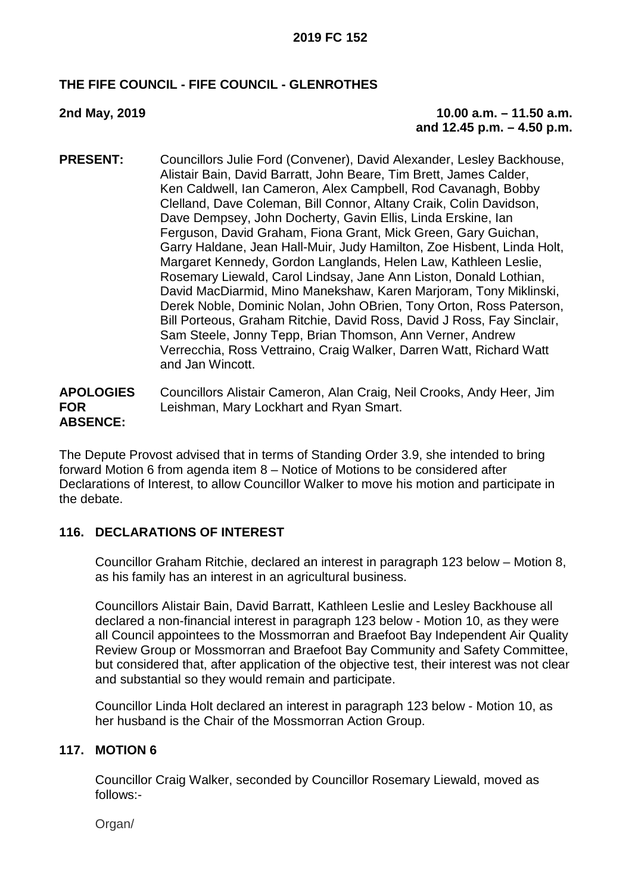**2019 FC 152**

## THE FIFE COUNCIL - FIFE COUNCIL - GLENROTHES

**2nd May, 2019** **10.00 a.m. – 11.50 a.m. and 12.45 p.m. – 4.50 p.m.**

**PRESENT:** Councillors Julie Ford (Convener), David Alexander, Lesley Backhouse, Alistair Bain, David Barratt, John Beare, Tim Brett, James Calder, Ken Caldwell, Ian Cameron, Alex Campbell, Rod Cavanagh, Bobby Clelland, Dave Coleman, Bill Connor, Altany Craik, Colin Davidson, Dave Dempsey, John Docherty, Gavin Ellis, Linda Erskine, Ian Ferguson, David Graham, Fiona Grant, Mick Green, Gary Guichan, Garry Haldane, Jean Hall-Muir, Judy Hamilton, Zoe Hisbent, Linda Holt, Margaret Kennedy, Gordon Langlands, Helen Law, Kathleen Leslie, Rosemary Liewald, Carol Lindsay, Jane Ann Liston, Donald Lothian, David MacDiarmid, Mino Manekshaw, Karen Marjoram, Tony Miklinski, Derek Noble, Dominic Nolan, John OBrien, Tony Orton, Ross Paterson, Bill Porteous, Graham Ritchie, David Ross, David J Ross, Fay Sinclair, Sam Steele, Jonny Tepp, Brian Thomson, Ann Verner, Andrew Verrecchia, Ross Vettraino, Craig Walker, Darren Watt, Richard Watt and Jan Wincott.

**APOLOGIES FOR ABSENCE:** Councillors Alistair Cameron, Alan Craig, Neil Crooks, Andy Heer, Jim Leishman, Mary Lockhart and Ryan Smart.

The Depute Provost advised that in terms of Standing Order 3.9, she intended to bring forward Motion 6 from agenda item 8 – Notice of Motions to be considered after Declarations of Interest, to allow Councillor Walker to move his motion and participate in the debate.

### 116. DECLARATIONS OF INTEREST

Councillor Graham Ritchie, declared an interest in paragraph 123 below – Motion 8, as his family has an interest in an agricultural business.

Councillors Alistair Bain, David Barratt, Kathleen Leslie and Lesley Backhouse all declared a non-financial interest in paragraph 123 below - Motion 10, as they were all Council appointees to the Mossmorran and Braefoot Bay Independent Air Quality Review Group or Mossmorran and Braefoot Bay Community and Safety Committee, but considered that, after application of the objective test, their interest was not clear and substantial so they would remain and participate.

Councillor Linda Holt declared an interest in paragraph 123 below - Motion 10, as her husband is the Chair of the Mossmorran Action Group.

### 117. MOTION 6

Councillor Craig Walker, seconded by Councillor Rosemary Liewald, moved as follows:-

Organ/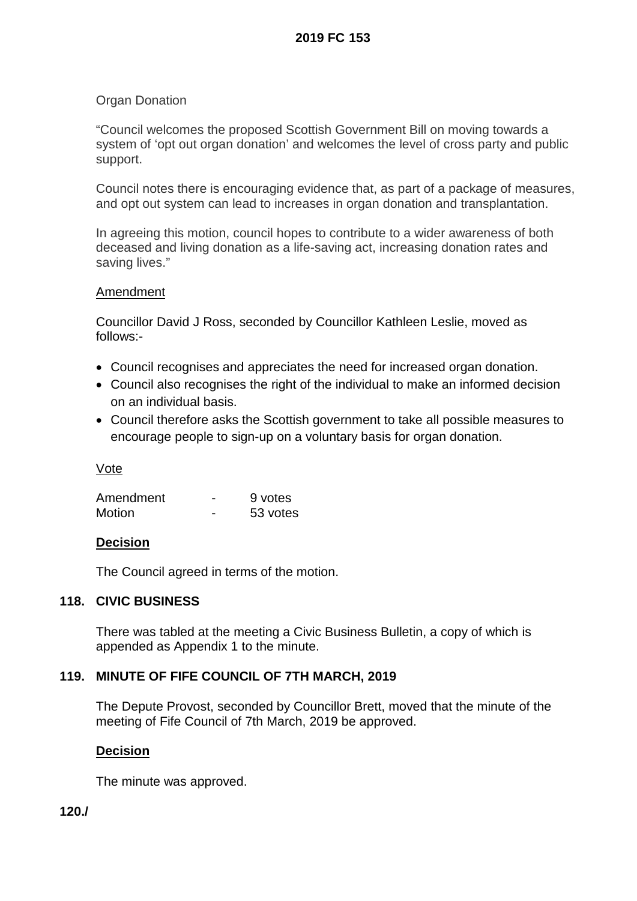Organ Donation

"Council welcomes the proposed Scottish Government Bill on moving towards a system of 'opt out organ donation' and welcomes the level of cross party and public support.

Council notes there is encouraging evidence that, as part of a package of measures, and opt out system can lead to increases in organ donation and transplantation.

In agreeing this motion, council hopes to contribute to a wider awareness of both deceased and living donation as a life-saving act, increasing donation rates and saving lives."

Amendment

Councillor David J Ross, seconded by Councillor Kathleen Leslie, moved as follows:-

- Council recognises and appreciates the need for increased organ donation.
- Council also recognises the right of the individual to make an informed decision on an individual basis.
- Council therefore asks the Scottish government to take all possible measures to encourage people to sign-up on a voluntary basis for organ donation.

Vote

| | | |
|---|---|---|
| Amendment | - | 9 votes |
| Motion | - | 53 votes |

**Decision**

The Council agreed in terms of the motion.

## 118. CIVIC BUSINESS

There was tabled at the meeting a Civic Business Bulletin, a copy of which is appended as Appendix 1 to the minute.

## 119. MINUTE OF FIFE COUNCIL OF 7TH MARCH, 2019

The Depute Provost, seconded by Councillor Brett, moved that the minute of the meeting of Fife Council of 7th March, 2019 be approved.

**Decision**

The minute was approved.

**120./**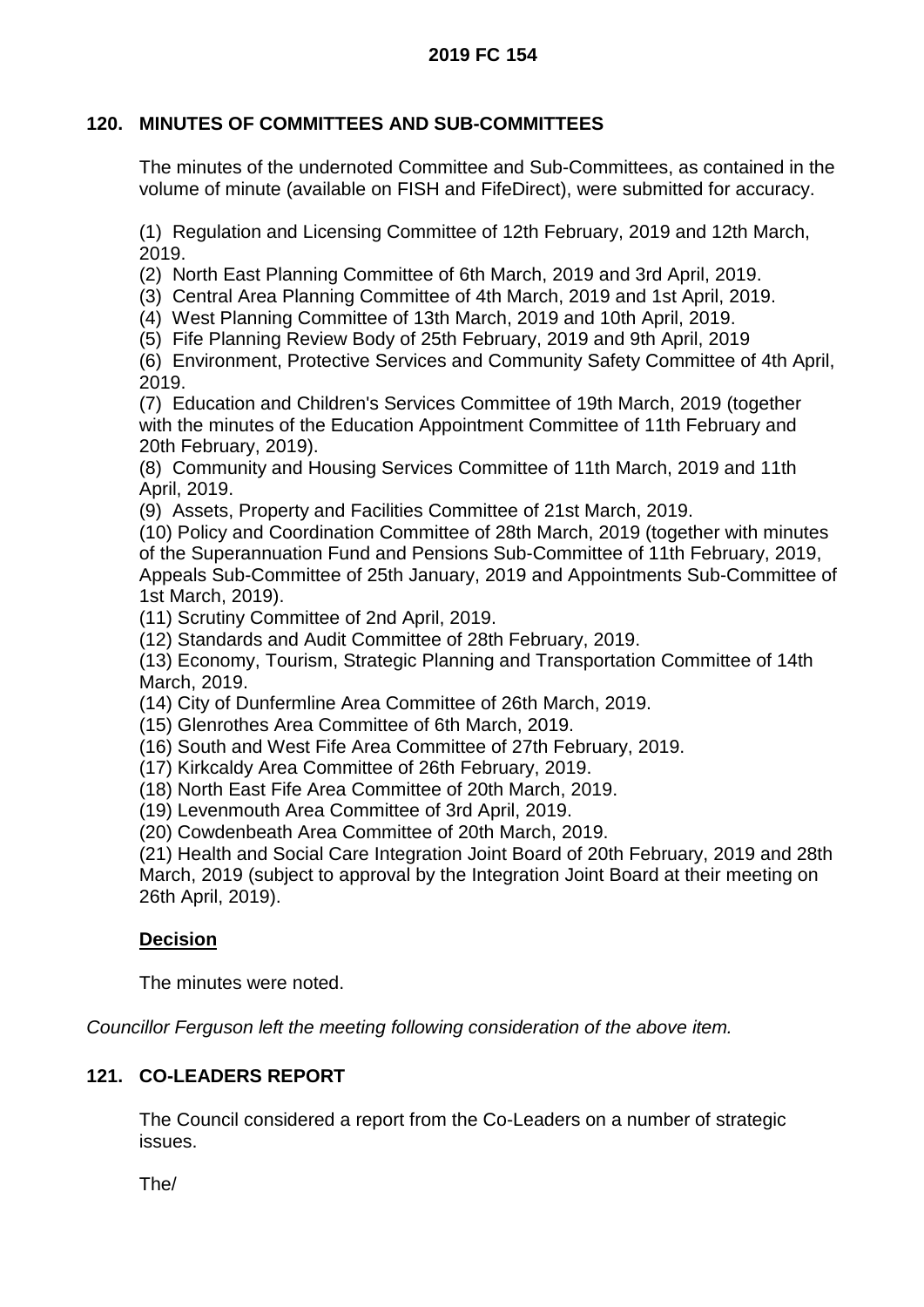**2019 FC 154**

## 120. MINUTES OF COMMITTEES AND SUB-COMMITTEES

The minutes of the undernoted Committee and Sub-Committees, as contained in the volume of minute (available on FISH and FifeDirect), were submitted for accuracy.

(1) Regulation and Licensing Committee of 12th February, 2019 and 12th March, 2019.
(2) North East Planning Committee of 6th March, 2019 and 3rd April, 2019.
(3) Central Area Planning Committee of 4th March, 2019 and 1st April, 2019.
(4) West Planning Committee of 13th March, 2019 and 10th April, 2019.
(5) Fife Planning Review Body of 25th February, 2019 and 9th April, 2019
(6) Environment, Protective Services and Community Safety Committee of 4th April, 2019.
(7) Education and Children's Services Committee of 19th March, 2019 (together with the minutes of the Education Appointment Committee of 11th February and 20th February, 2019).
(8) Community and Housing Services Committee of 11th March, 2019 and 11th April, 2019.
(9) Assets, Property and Facilities Committee of 21st March, 2019.
(10) Policy and Coordination Committee of 28th March, 2019 (together with minutes of the Superannuation Fund and Pensions Sub-Committee of 11th February, 2019, Appeals Sub-Committee of 25th January, 2019 and Appointments Sub-Committee of 1st March, 2019).
(11) Scrutiny Committee of 2nd April, 2019.
(12) Standards and Audit Committee of 28th February, 2019.
(13) Economy, Tourism, Strategic Planning and Transportation Committee of 14th March, 2019.
(14) City of Dunfermline Area Committee of 26th March, 2019.
(15) Glenrothes Area Committee of 6th March, 2019.
(16) South and West Fife Area Committee of 27th February, 2019.
(17) Kirkcaldy Area Committee of 26th February, 2019.
(18) North East Fife Area Committee of 20th March, 2019.
(19) Levenmouth Area Committee of 3rd April, 2019.
(20) Cowdenbeath Area Committee of 20th March, 2019.
(21) Health and Social Care Integration Joint Board of 20th February, 2019 and 28th March, 2019 (subject to approval by the Integration Joint Board at their meeting on 26th April, 2019).

**Decision**

The minutes were noted.

*Councillor Ferguson left the meeting following consideration of the above item.*

## 121. CO-LEADERS REPORT

The Council considered a report from the Co-Leaders on a number of strategic issues.

The/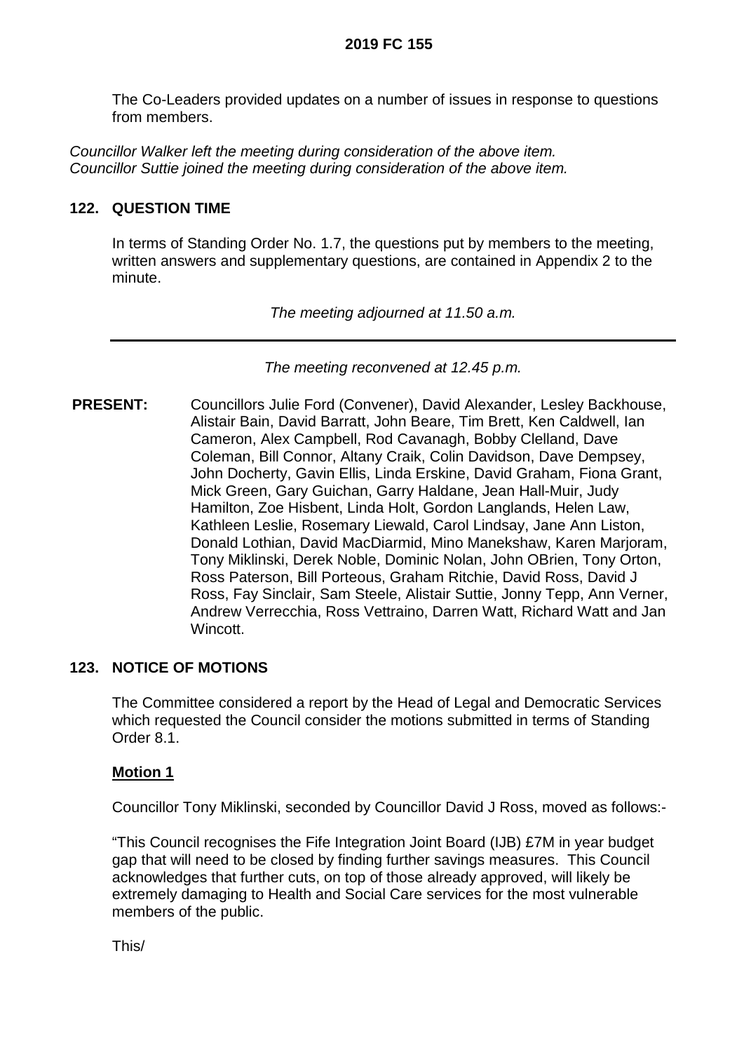The Co-Leaders provided updates on a number of issues in response to questions from members.

*Councillor Walker left the meeting during consideration of the above item.*
*Councillor Suttie joined the meeting during consideration of the above item.*

## 122. QUESTION TIME

In terms of Standing Order No. 1.7, the questions put by members to the meeting, written answers and supplementary questions, are contained in Appendix 2 to the minute.

*The meeting adjourned at 11.50 a.m.*

---

*The meeting reconvened at 12.45 p.m.*

**PRESENT:** Councillors Julie Ford (Convener), David Alexander, Lesley Backhouse, Alistair Bain, David Barratt, John Beare, Tim Brett, Ken Caldwell, Ian Cameron, Alex Campbell, Rod Cavanagh, Bobby Clelland, Dave Coleman, Bill Connor, Altany Craik, Colin Davidson, Dave Dempsey, John Docherty, Gavin Ellis, Linda Erskine, David Graham, Fiona Grant, Mick Green, Gary Guichan, Garry Haldane, Jean Hall-Muir, Judy Hamilton, Zoe Hisbent, Linda Holt, Gordon Langlands, Helen Law, Kathleen Leslie, Rosemary Liewald, Carol Lindsay, Jane Ann Liston, Donald Lothian, David MacDiarmid, Mino Manekshaw, Karen Marjoram, Tony Miklinski, Derek Noble, Dominic Nolan, John OBrien, Tony Orton, Ross Paterson, Bill Porteous, Graham Ritchie, David Ross, David J Ross, Fay Sinclair, Sam Steele, Alistair Suttie, Jonny Tepp, Ann Verner, Andrew Verrecchia, Ross Vettraino, Darren Watt, Richard Watt and Jan Wincott.

## 123. NOTICE OF MOTIONS

The Committee considered a report by the Head of Legal and Democratic Services which requested the Council consider the motions submitted in terms of Standing Order 8.1.

**Motion 1**

Councillor Tony Miklinski, seconded by Councillor David J Ross, moved as follows:-

"This Council recognises the Fife Integration Joint Board (IJB) £7M in year budget gap that will need to be closed by finding further savings measures. This Council acknowledges that further cuts, on top of those already approved, will likely be extremely damaging to Health and Social Care services for the most vulnerable members of the public.

This/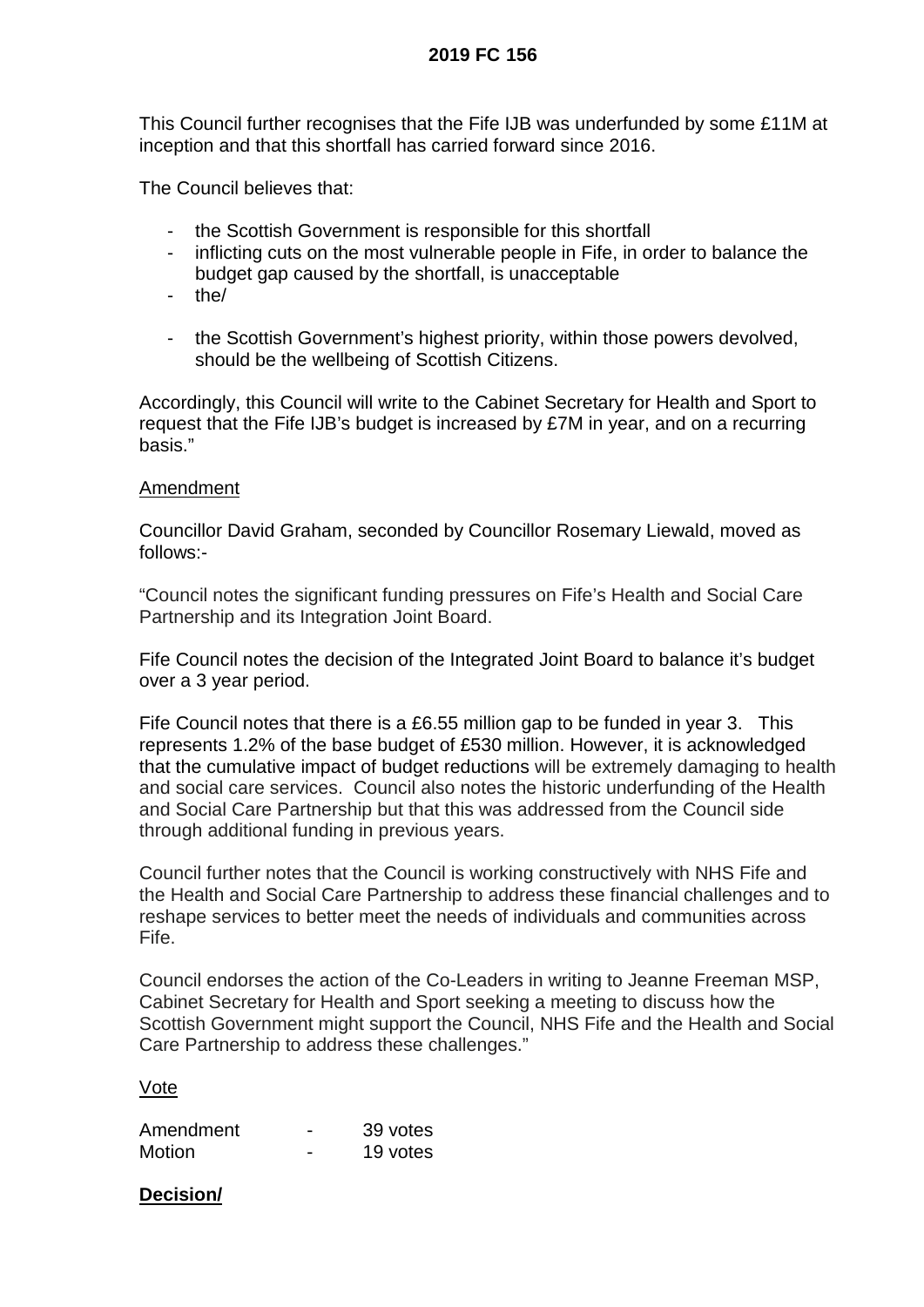This Council further recognises that the Fife IJB was underfunded by some £11M at inception and that this shortfall has carried forward since 2016.

The Council believes that:

- the Scottish Government is responsible for this shortfall
- inflicting cuts on the most vulnerable people in Fife, in order to balance the budget gap caused by the shortfall, is unacceptable
- the/

- the Scottish Government's highest priority, within those powers devolved, should be the wellbeing of Scottish Citizens.

Accordingly, this Council will write to the Cabinet Secretary for Health and Sport to request that the Fife IJB's budget is increased by £7M in year, and on a recurring basis."

Amendment

Councillor David Graham, seconded by Councillor Rosemary Liewald, moved as follows:-

"Council notes the significant funding pressures on Fife's Health and Social Care Partnership and its Integration Joint Board.

Fife Council notes the decision of the Integrated Joint Board to balance it's budget over a 3 year period.

Fife Council notes that there is a £6.55 million gap to be funded in year 3. This represents 1.2% of the base budget of £530 million. However, it is acknowledged that the cumulative impact of budget reductions will be extremely damaging to health and social care services. Council also notes the historic underfunding of the Health and Social Care Partnership but that this was addressed from the Council side through additional funding in previous years.

Council further notes that the Council is working constructively with NHS Fife and the Health and Social Care Partnership to address these financial challenges and to reshape services to better meet the needs of individuals and communities across Fife.

Council endorses the action of the Co-Leaders in writing to Jeanne Freeman MSP, Cabinet Secretary for Health and Sport seeking a meeting to discuss how the Scottish Government might support the Council, NHS Fife and the Health and Social Care Partnership to address these challenges."

Vote

| | | |
|---|---|---|
| Amendment | - | 39 votes |
| Motion | - | 19 votes |

**Decision/**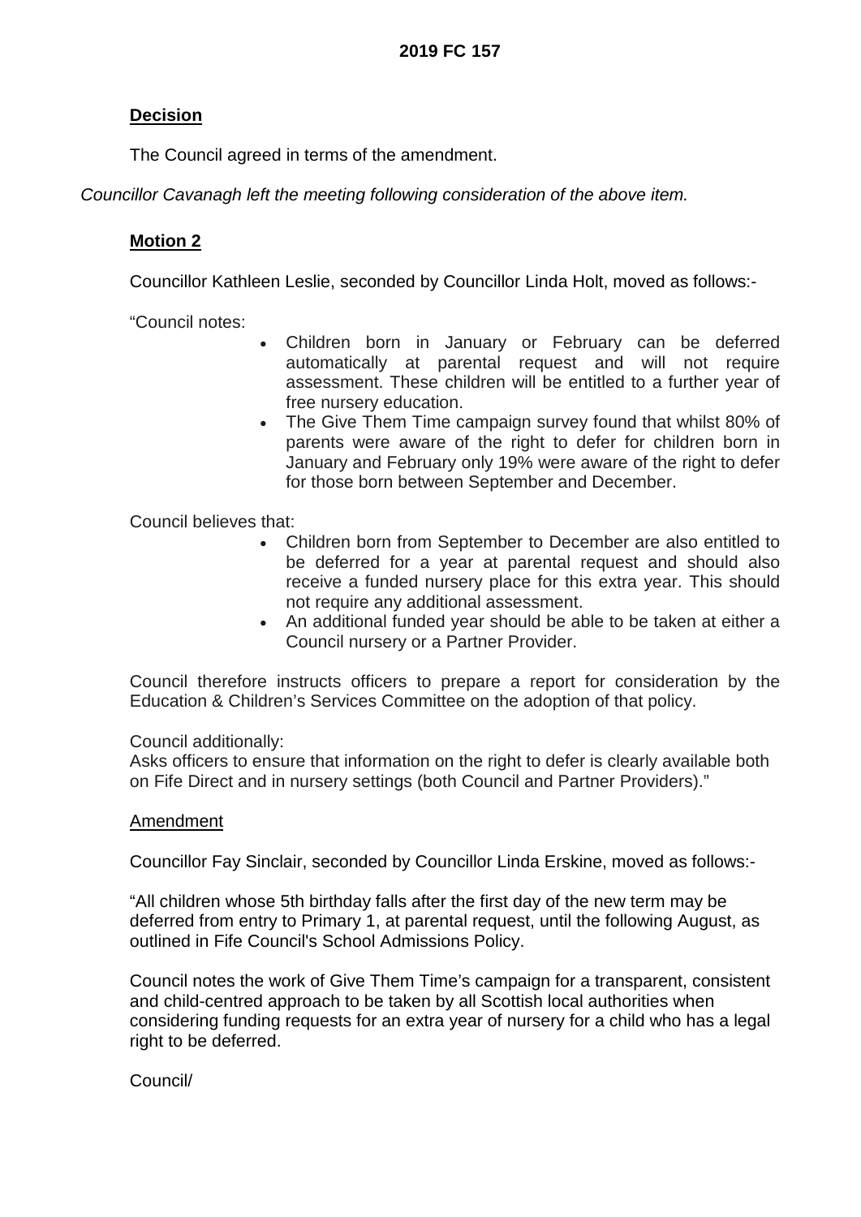**Decision**

The Council agreed in terms of the amendment.

*Councillor Cavanagh left the meeting following consideration of the above item.*

**Motion 2**

Councillor Kathleen Leslie, seconded by Councillor Linda Holt, moved as follows:-

"Council notes:

- Children born in January or February can be deferred automatically at parental request and will not require assessment. These children will be entitled to a further year of free nursery education.
- The Give Them Time campaign survey found that whilst 80% of parents were aware of the right to defer for children born in January and February only 19% were aware of the right to defer for those born between September and December.

Council believes that:

- Children born from September to December are also entitled to be deferred for a year at parental request and should also receive a funded nursery place for this extra year. This should not require any additional assessment.
- An additional funded year should be able to be taken at either a Council nursery or a Partner Provider.

Council therefore instructs officers to prepare a report for consideration by the Education & Children's Services Committee on the adoption of that policy.

Council additionally:
Asks officers to ensure that information on the right to defer is clearly available both on Fife Direct and in nursery settings (both Council and Partner Providers)."

Amendment

Councillor Fay Sinclair, seconded by Councillor Linda Erskine, moved as follows:-

"All children whose 5th birthday falls after the first day of the new term may be deferred from entry to Primary 1, at parental request, until the following August, as outlined in Fife Council's School Admissions Policy.

Council notes the work of Give Them Time's campaign for a transparent, consistent and child-centred approach to be taken by all Scottish local authorities when considering funding requests for an extra year of nursery for a child who has a legal right to be deferred.

Council/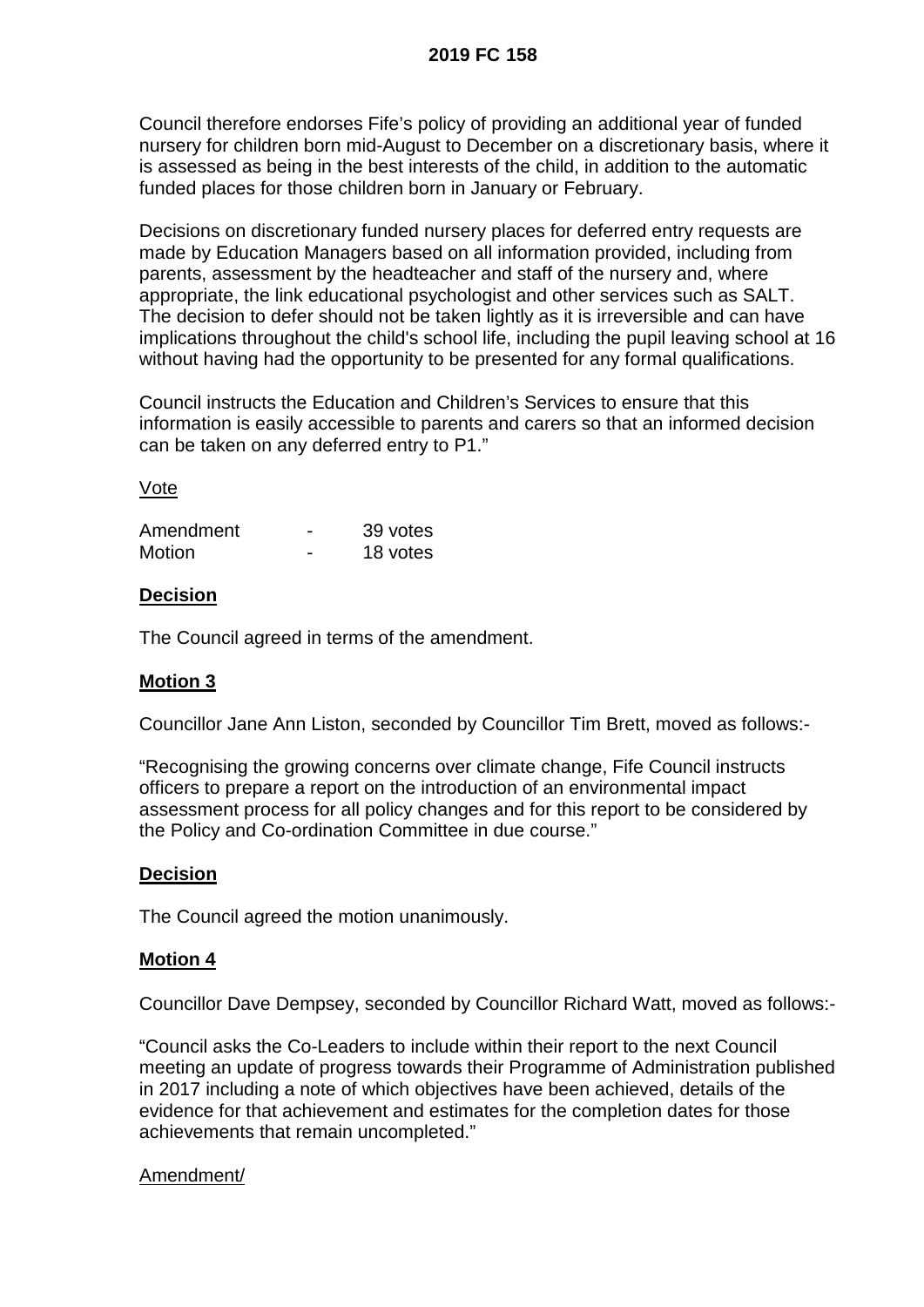Council therefore endorses Fife's policy of providing an additional year of funded nursery for children born mid-August to December on a discretionary basis, where it is assessed as being in the best interests of the child, in addition to the automatic funded places for those children born in January or February.

Decisions on discretionary funded nursery places for deferred entry requests are made by Education Managers based on all information provided, including from parents, assessment by the headteacher and staff of the nursery and, where appropriate, the link educational psychologist and other services such as SALT. The decision to defer should not be taken lightly as it is irreversible and can have implications throughout the child's school life, including the pupil leaving school at 16 without having had the opportunity to be presented for any formal qualifications.

Council instructs the Education and Children's Services to ensure that this information is easily accessible to parents and carers so that an informed decision can be taken on any deferred entry to P1."

Vote

| | | |
|---|---|---|
| Amendment | - | 39 votes |
| Motion | - | 18 votes |

**Decision**

The Council agreed in terms of the amendment.

**Motion 3**

Councillor Jane Ann Liston, seconded by Councillor Tim Brett, moved as follows:-

"Recognising the growing concerns over climate change, Fife Council instructs officers to prepare a report on the introduction of an environmental impact assessment process for all policy changes and for this report to be considered by the Policy and Co-ordination Committee in due course."

**Decision**

The Council agreed the motion unanimously.

**Motion 4**

Councillor Dave Dempsey, seconded by Councillor Richard Watt, moved as follows:-

"Council asks the Co-Leaders to include within their report to the next Council meeting an update of progress towards their Programme of Administration published in 2017 including a note of which objectives have been achieved, details of the evidence for that achievement and estimates for the completion dates for those achievements that remain uncompleted."

Amendment/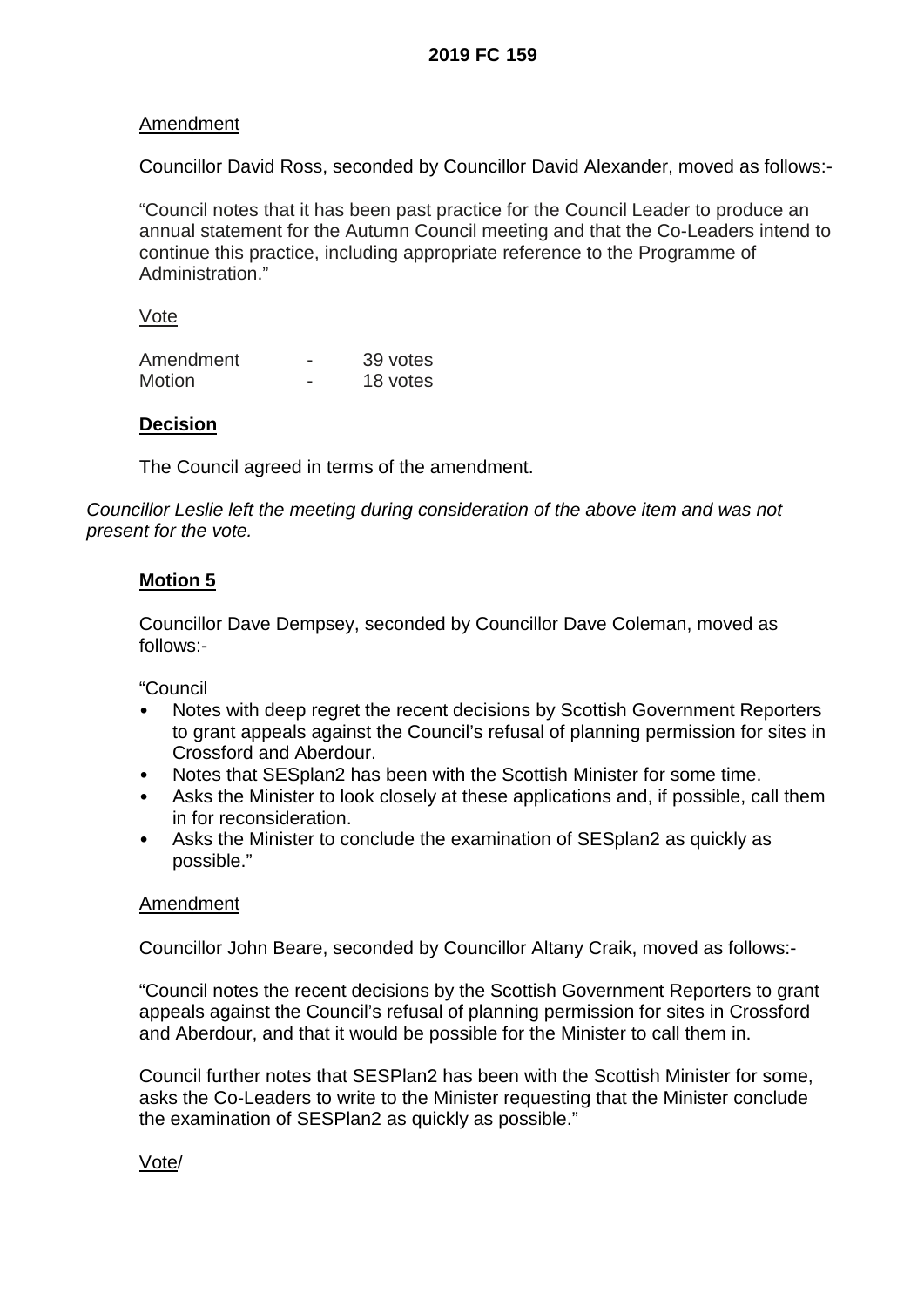Amendment

Councillor David Ross, seconded by Councillor David Alexander, moved as follows:-

"Council notes that it has been past practice for the Council Leader to produce an annual statement for the Autumn Council meeting and that the Co-Leaders intend to continue this practice, including appropriate reference to the Programme of Administration."

Vote

| | | |
|---|---|---|
| Amendment | - | 39 votes |
| Motion | - | 18 votes |

**Decision**

The Council agreed in terms of the amendment.

*Councillor Leslie left the meeting during consideration of the above item and was not present for the vote.*

**Motion 5**

Councillor Dave Dempsey, seconded by Councillor Dave Coleman, moved as follows:-

"Council

- Notes with deep regret the recent decisions by Scottish Government Reporters to grant appeals against the Council's refusal of planning permission for sites in Crossford and Aberdour.
- Notes that SESplan2 has been with the Scottish Minister for some time.
- Asks the Minister to look closely at these applications and, if possible, call them in for reconsideration.
- Asks the Minister to conclude the examination of SESplan2 as quickly as possible."

Amendment

Councillor John Beare, seconded by Councillor Altany Craik, moved as follows:-

"Council notes the recent decisions by the Scottish Government Reporters to grant appeals against the Council's refusal of planning permission for sites in Crossford and Aberdour, and that it would be possible for the Minister to call them in.

Council further notes that SESPlan2 has been with the Scottish Minister for some, asks the Co-Leaders to write to the Minister requesting that the Minister conclude the examination of SESPlan2 as quickly as possible."

Vote/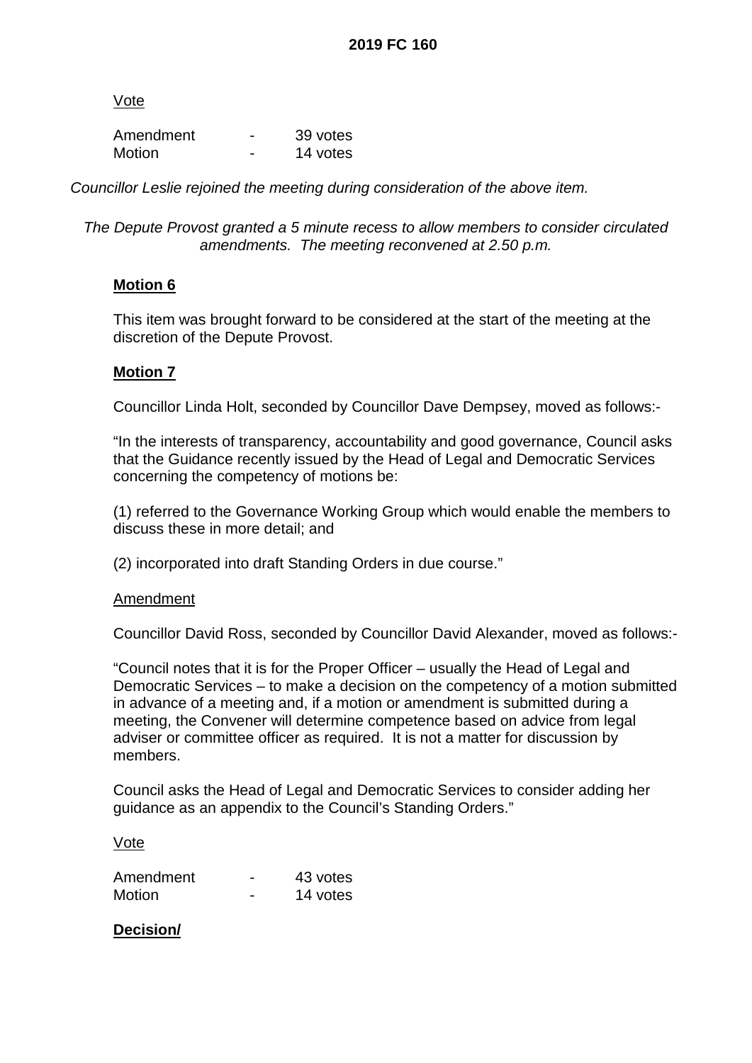Vote

| Amendment | - | 39 votes |
|---|---|---|
| Motion | - | 14 votes |

*Councillor Leslie rejoined the meeting during consideration of the above item.*

*The Depute Provost granted a 5 minute recess to allow members to consider circulated amendments. The meeting reconvened at 2.50 p.m.*

**Motion 6**

This item was brought forward to be considered at the start of the meeting at the discretion of the Depute Provost.

**Motion 7**

Councillor Linda Holt, seconded by Councillor Dave Dempsey, moved as follows:-

"In the interests of transparency, accountability and good governance, Council asks that the Guidance recently issued by the Head of Legal and Democratic Services concerning the competency of motions be:

(1) referred to the Governance Working Group which would enable the members to discuss these in more detail; and

(2) incorporated into draft Standing Orders in due course."

Amendment

Councillor David Ross, seconded by Councillor David Alexander, moved as follows:-

"Council notes that it is for the Proper Officer – usually the Head of Legal and Democratic Services – to make a decision on the competency of a motion submitted in advance of a meeting and, if a motion or amendment is submitted during a meeting, the Convener will determine competence based on advice from legal adviser or committee officer as required. It is not a matter for discussion by members.

Council asks the Head of Legal and Democratic Services to consider adding her guidance as an appendix to the Council's Standing Orders."

Vote

| Amendment | - | 43 votes |
|---|---|---|
| Motion | - | 14 votes |

**Decision/**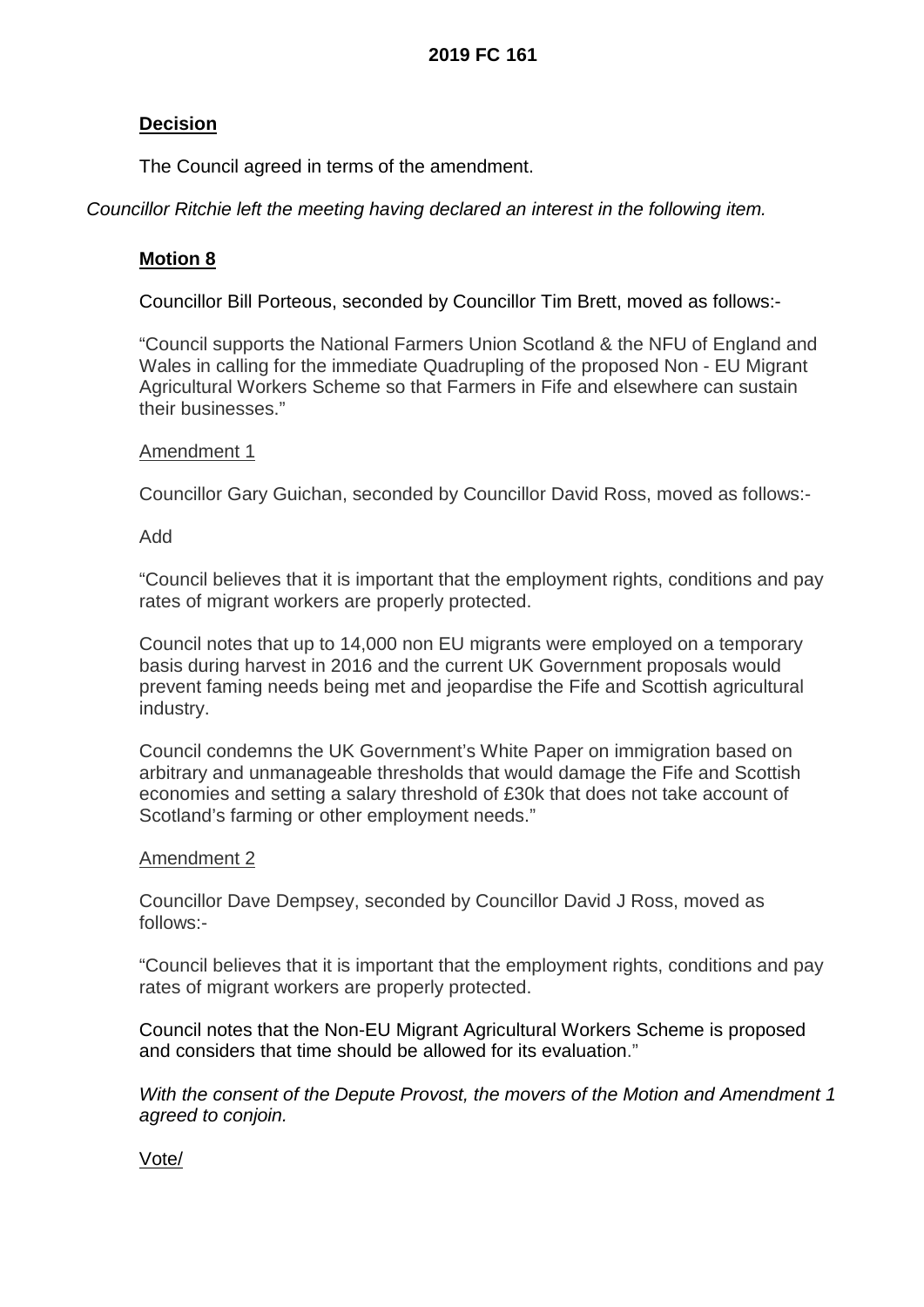**Decision**

The Council agreed in terms of the amendment.

*Councillor Ritchie left the meeting having declared an interest in the following item.*

**Motion 8**

Councillor Bill Porteous, seconded by Councillor Tim Brett, moved as follows:-

"Council supports the National Farmers Union Scotland & the NFU of England and Wales in calling for the immediate Quadrupling of the proposed Non - EU Migrant Agricultural Workers Scheme so that Farmers in Fife and elsewhere can sustain their businesses."

Amendment 1

Councillor Gary Guichan, seconded by Councillor David Ross, moved as follows:-

Add

"Council believes that it is important that the employment rights, conditions and pay rates of migrant workers are properly protected.

Council notes that up to 14,000 non EU migrants were employed on a temporary basis during harvest in 2016 and the current UK Government proposals would prevent faming needs being met and jeopardise the Fife and Scottish agricultural industry.

Council condemns the UK Government's White Paper on immigration based on arbitrary and unmanageable thresholds that would damage the Fife and Scottish economies and setting a salary threshold of £30k that does not take account of Scotland's farming or other employment needs."

Amendment 2

Councillor Dave Dempsey, seconded by Councillor David J Ross, moved as follows:-

"Council believes that it is important that the employment rights, conditions and pay rates of migrant workers are properly protected.

Council notes that the Non-EU Migrant Agricultural Workers Scheme is proposed and considers that time should be allowed for its evaluation."

*With the consent of the Depute Provost, the movers of the Motion and Amendment 1 agreed to conjoin.*

Vote/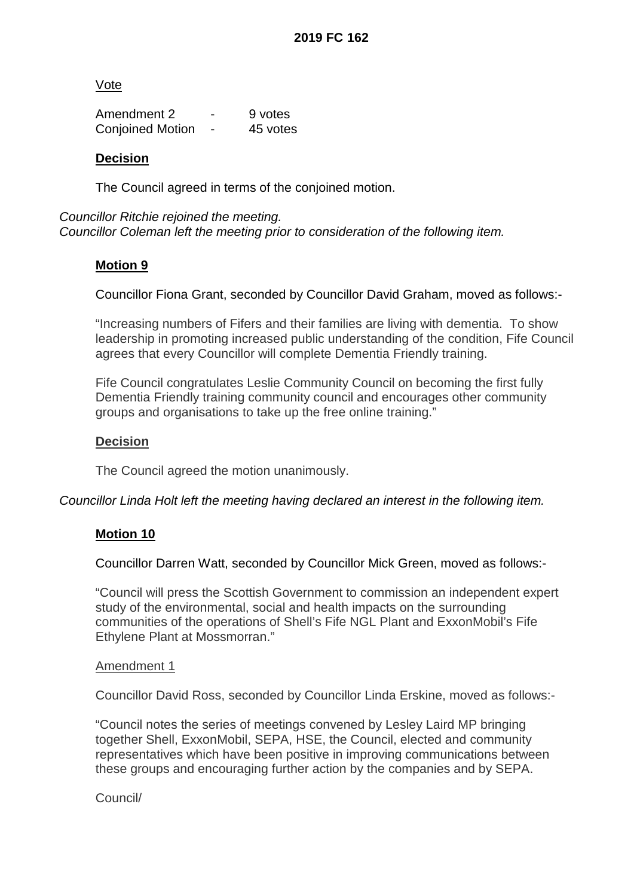Vote

| Amendment 2 | - | 9 votes |
|---|---|---|
| Conjoined Motion | - | 45 votes |

**Decision**

The Council agreed in terms of the conjoined motion.

*Councillor Ritchie rejoined the meeting.*
*Councillor Coleman left the meeting prior to consideration of the following item.*

**Motion 9**

Councillor Fiona Grant, seconded by Councillor David Graham, moved as follows:-

"Increasing numbers of Fifers and their families are living with dementia. To show leadership in promoting increased public understanding of the condition, Fife Council agrees that every Councillor will complete Dementia Friendly training.

Fife Council congratulates Leslie Community Council on becoming the first fully Dementia Friendly training community council and encourages other community groups and organisations to take up the free online training."

**Decision**

The Council agreed the motion unanimously.

*Councillor Linda Holt left the meeting having declared an interest in the following item.*

**Motion 10**

Councillor Darren Watt, seconded by Councillor Mick Green, moved as follows:-

"Council will press the Scottish Government to commission an independent expert study of the environmental, social and health impacts on the surrounding communities of the operations of Shell's Fife NGL Plant and ExxonMobil's Fife Ethylene Plant at Mossmorran."

Amendment 1

Councillor David Ross, seconded by Councillor Linda Erskine, moved as follows:-

"Council notes the series of meetings convened by Lesley Laird MP bringing together Shell, ExxonMobil, SEPA, HSE, the Council, elected and community representatives which have been positive in improving communications between these groups and encouraging further action by the companies and by SEPA.

Council/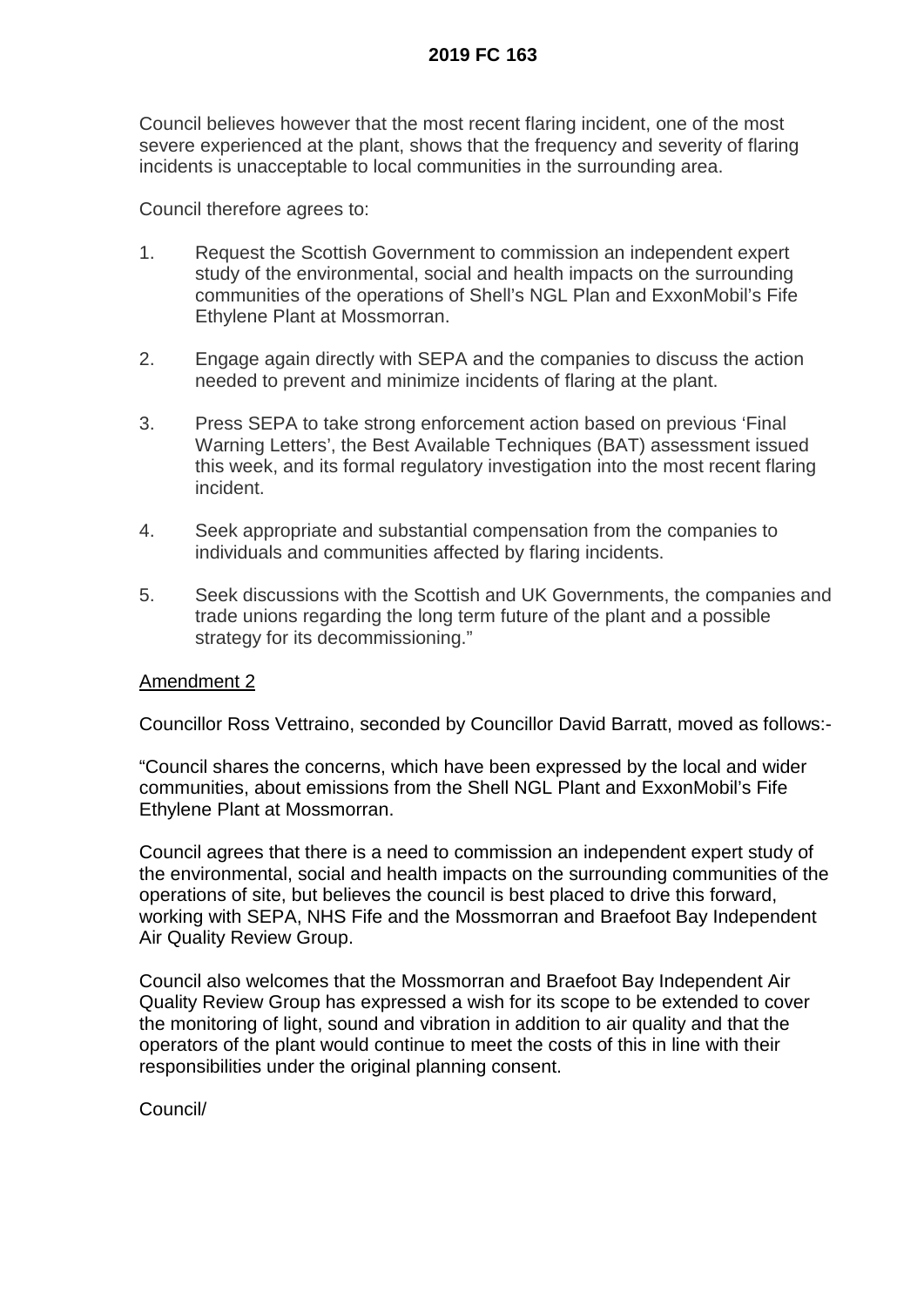Council believes however that the most recent flaring incident, one of the most severe experienced at the plant, shows that the frequency and severity of flaring incidents is unacceptable to local communities in the surrounding area.

Council therefore agrees to:

1. Request the Scottish Government to commission an independent expert study of the environmental, social and health impacts on the surrounding communities of the operations of Shell's NGL Plan and ExxonMobil's Fife Ethylene Plant at Mossmorran.

2. Engage again directly with SEPA and the companies to discuss the action needed to prevent and minimize incidents of flaring at the plant.

3. Press SEPA to take strong enforcement action based on previous 'Final Warning Letters', the Best Available Techniques (BAT) assessment issued this week, and its formal regulatory investigation into the most recent flaring incident.

4. Seek appropriate and substantial compensation from the companies to individuals and communities affected by flaring incidents.

5. Seek discussions with the Scottish and UK Governments, the companies and trade unions regarding the long term future of the plant and a possible strategy for its decommissioning."

<u>Amendment 2</u>

Councillor Ross Vettraino, seconded by Councillor David Barratt, moved as follows:-

"Council shares the concerns, which have been expressed by the local and wider communities, about emissions from the Shell NGL Plant and ExxonMobil's Fife Ethylene Plant at Mossmorran.

Council agrees that there is a need to commission an independent expert study of the environmental, social and health impacts on the surrounding communities of the operations of site, but believes the council is best placed to drive this forward, working with SEPA, NHS Fife and the Mossmorran and Braefoot Bay Independent Air Quality Review Group.

Council also welcomes that the Mossmorran and Braefoot Bay Independent Air Quality Review Group has expressed a wish for its scope to be extended to cover the monitoring of light, sound and vibration in addition to air quality and that the operators of the plant would continue to meet the costs of this in line with their responsibilities under the original planning consent.

Council/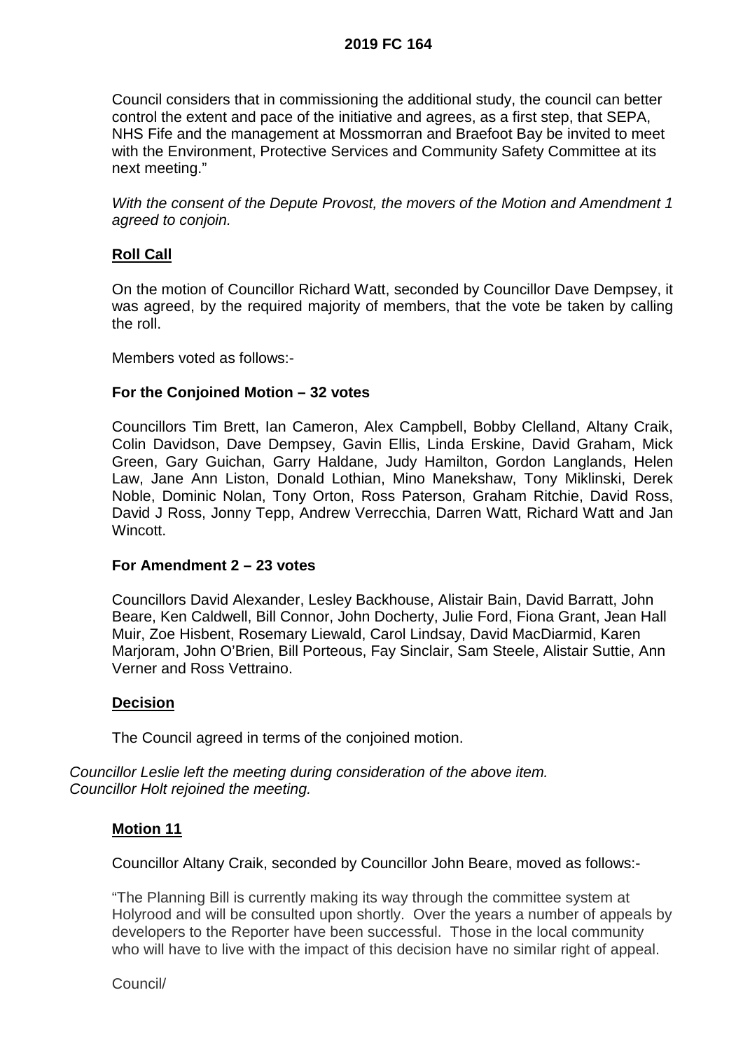Council considers that in commissioning the additional study, the council can better control the extent and pace of the initiative and agrees, as a first step, that SEPA, NHS Fife and the management at Mossmorran and Braefoot Bay be invited to meet with the Environment, Protective Services and Community Safety Committee at its next meeting."

*With the consent of the Depute Provost, the movers of the Motion and Amendment 1 agreed to conjoin.*

**Roll Call**

On the motion of Councillor Richard Watt, seconded by Councillor Dave Dempsey, it was agreed, by the required majority of members, that the vote be taken by calling the roll.

Members voted as follows:-

**For the Conjoined Motion – 32 votes**

Councillors Tim Brett, Ian Cameron, Alex Campbell, Bobby Clelland, Altany Craik, Colin Davidson, Dave Dempsey, Gavin Ellis, Linda Erskine, David Graham, Mick Green, Gary Guichan, Garry Haldane, Judy Hamilton, Gordon Langlands, Helen Law, Jane Ann Liston, Donald Lothian, Mino Manekshaw, Tony Miklinski, Derek Noble, Dominic Nolan, Tony Orton, Ross Paterson, Graham Ritchie, David Ross, David J Ross, Jonny Tepp, Andrew Verrecchia, Darren Watt, Richard Watt and Jan Wincott.

**For Amendment 2 – 23 votes**

Councillors David Alexander, Lesley Backhouse, Alistair Bain, David Barratt, John Beare, Ken Caldwell, Bill Connor, John Docherty, Julie Ford, Fiona Grant, Jean Hall Muir, Zoe Hisbent, Rosemary Liewald, Carol Lindsay, David MacDiarmid, Karen Marjoram, John O'Brien, Bill Porteous, Fay Sinclair, Sam Steele, Alistair Suttie, Ann Verner and Ross Vettraino.

**Decision**

The Council agreed in terms of the conjoined motion.

*Councillor Leslie left the meeting during consideration of the above item.*
*Councillor Holt rejoined the meeting.*

**Motion 11**

Councillor Altany Craik, seconded by Councillor John Beare, moved as follows:-

"The Planning Bill is currently making its way through the committee system at Holyrood and will be consulted upon shortly. Over the years a number of appeals by developers to the Reporter have been successful. Those in the local community who will have to live with the impact of this decision have no similar right of appeal.

Council/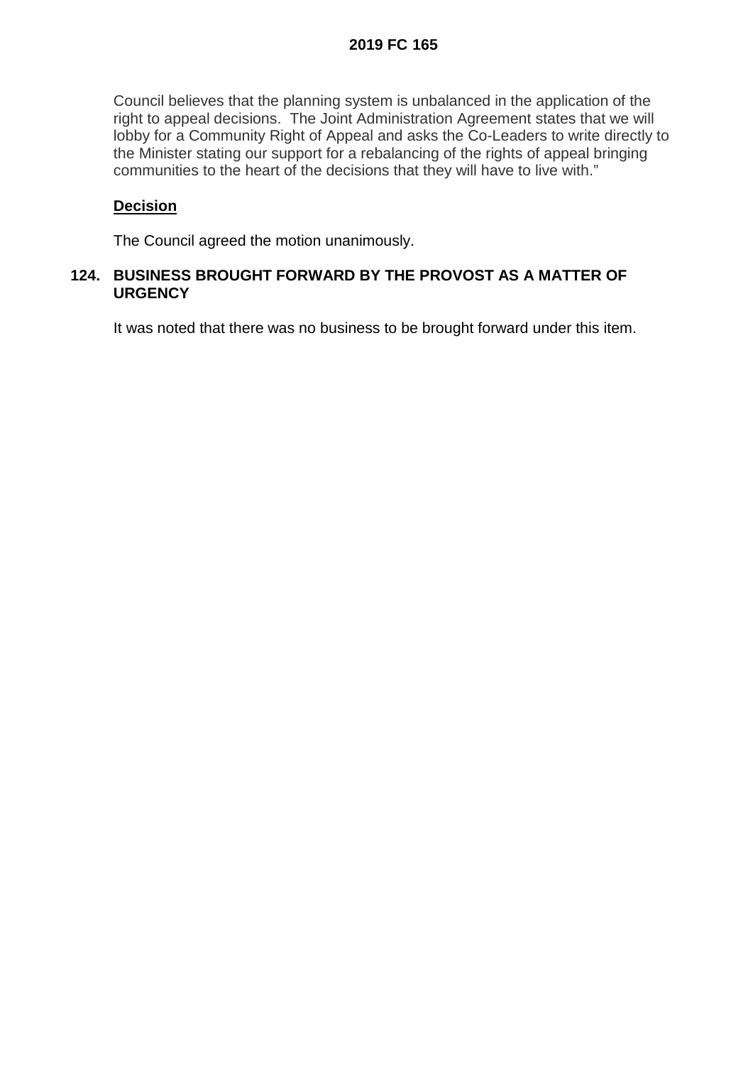Council believes that the planning system is unbalanced in the application of the right to appeal decisions. The Joint Administration Agreement states that we will lobby for a Community Right of Appeal and asks the Co-Leaders to write directly to the Minister stating our support for a rebalancing of the rights of appeal bringing communities to the heart of the decisions that they will have to live with."

**Decision**

The Council agreed the motion unanimously.

## 124. BUSINESS BROUGHT FORWARD BY THE PROVOST AS A MATTER OF URGENCY

It was noted that there was no business to be brought forward under this item.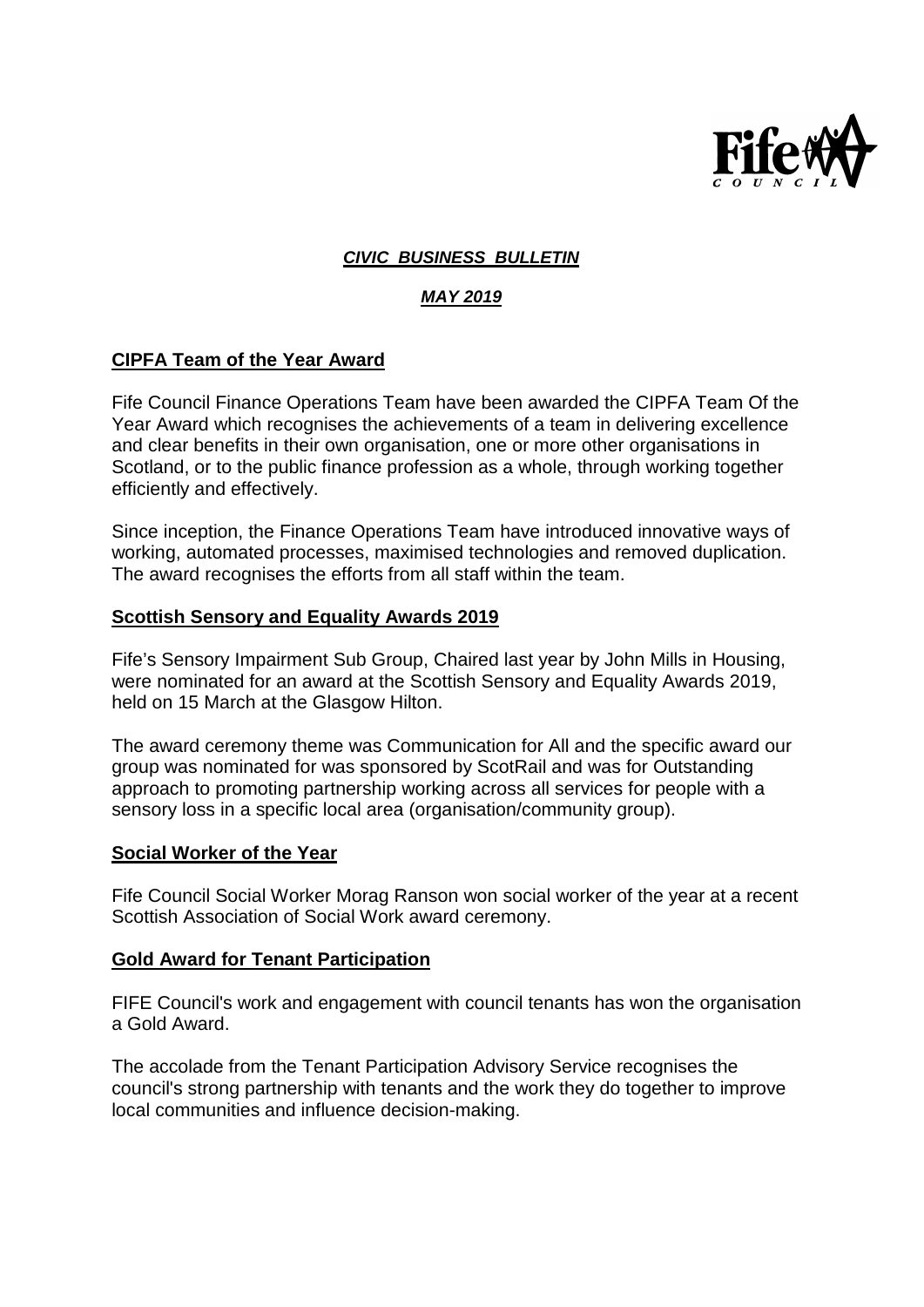***CIVIC BUSINESS BULLETIN***

***MAY 2019***

## CIPFA Team of the Year Award

Fife Council Finance Operations Team have been awarded the CIPFA Team Of the Year Award which recognises the achievements of a team in delivering excellence and clear benefits in their own organisation, one or more other organisations in Scotland, or to the public finance profession as a whole, through working together efficiently and effectively.

Since inception, the Finance Operations Team have introduced innovative ways of working, automated processes, maximised technologies and removed duplication. The award recognises the efforts from all staff within the team.

## Scottish Sensory and Equality Awards 2019

Fife's Sensory Impairment Sub Group, Chaired last year by John Mills in Housing, were nominated for an award at the Scottish Sensory and Equality Awards 2019, held on 15 March at the Glasgow Hilton.

The award ceremony theme was Communication for All and the specific award our group was nominated for was sponsored by ScotRail and was for Outstanding approach to promoting partnership working across all services for people with a sensory loss in a specific local area (organisation/community group).

## Social Worker of the Year

Fife Council Social Worker Morag Ranson won social worker of the year at a recent Scottish Association of Social Work award ceremony.

## Gold Award for Tenant Participation

FIFE Council's work and engagement with council tenants has won the organisation a Gold Award.

The accolade from the Tenant Participation Advisory Service recognises the council's strong partnership with tenants and the work they do together to improve local communities and influence decision-making.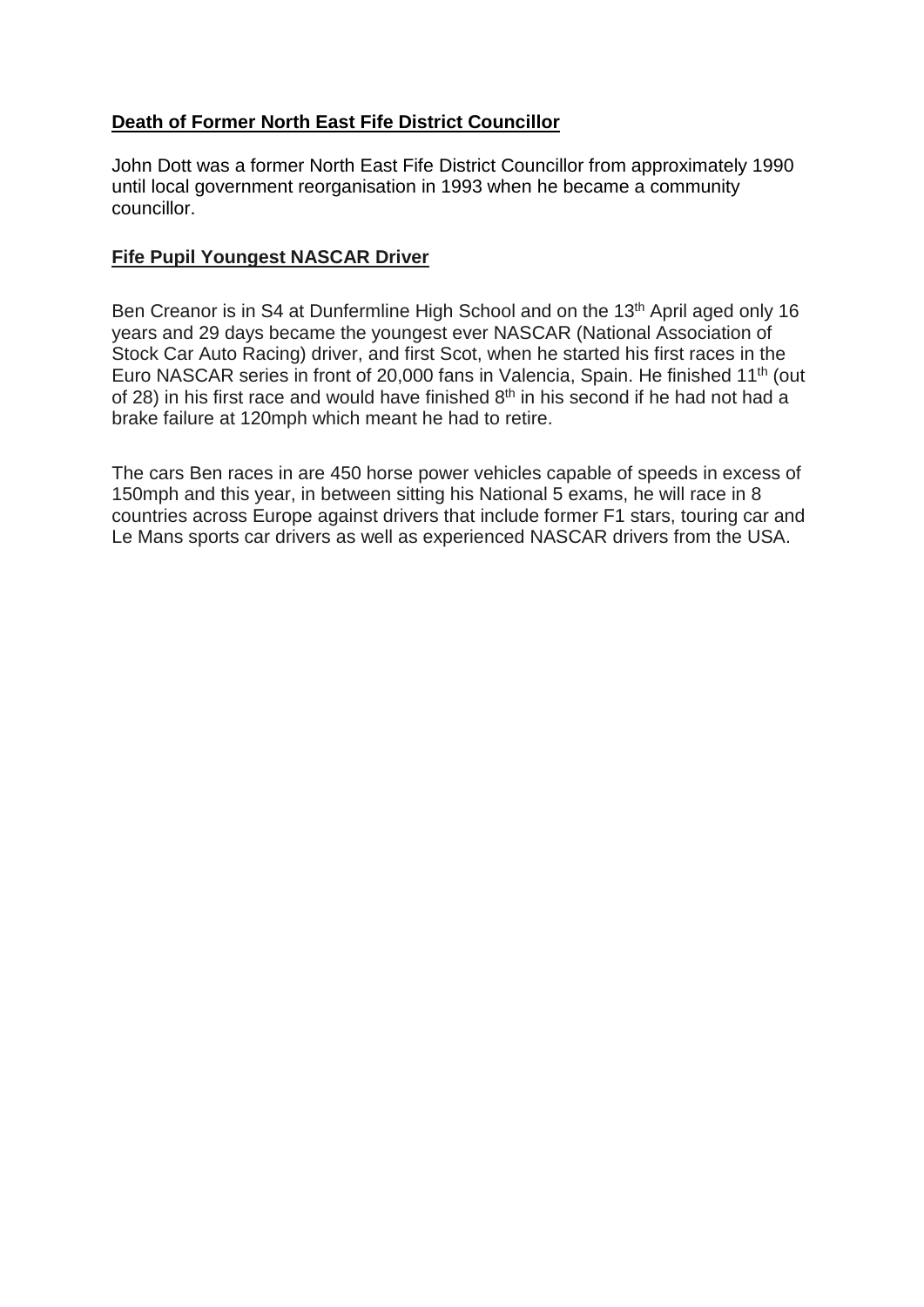**Death of Former North East Fife District Councillor**

John Dott was a former North East Fife District Councillor from approximately 1990 until local government reorganisation in 1993 when he became a community councillor.

**Fife Pupil Youngest NASCAR Driver**

Ben Creanor is in S4 at Dunfermline High School and on the 13th April aged only 16 years and 29 days became the youngest ever NASCAR (National Association of Stock Car Auto Racing) driver, and first Scot, when he started his first races in the Euro NASCAR series in front of 20,000 fans in Valencia, Spain. He finished 11th (out of 28) in his first race and would have finished 8th in his second if he had not had a brake failure at 120mph which meant he had to retire.

The cars Ben races in are 450 horse power vehicles capable of speeds in excess of 150mph and this year, in between sitting his National 5 exams, he will race in 8 countries across Europe against drivers that include former F1 stars, touring car and Le Mans sports car drivers as well as experienced NASCAR drivers from the USA.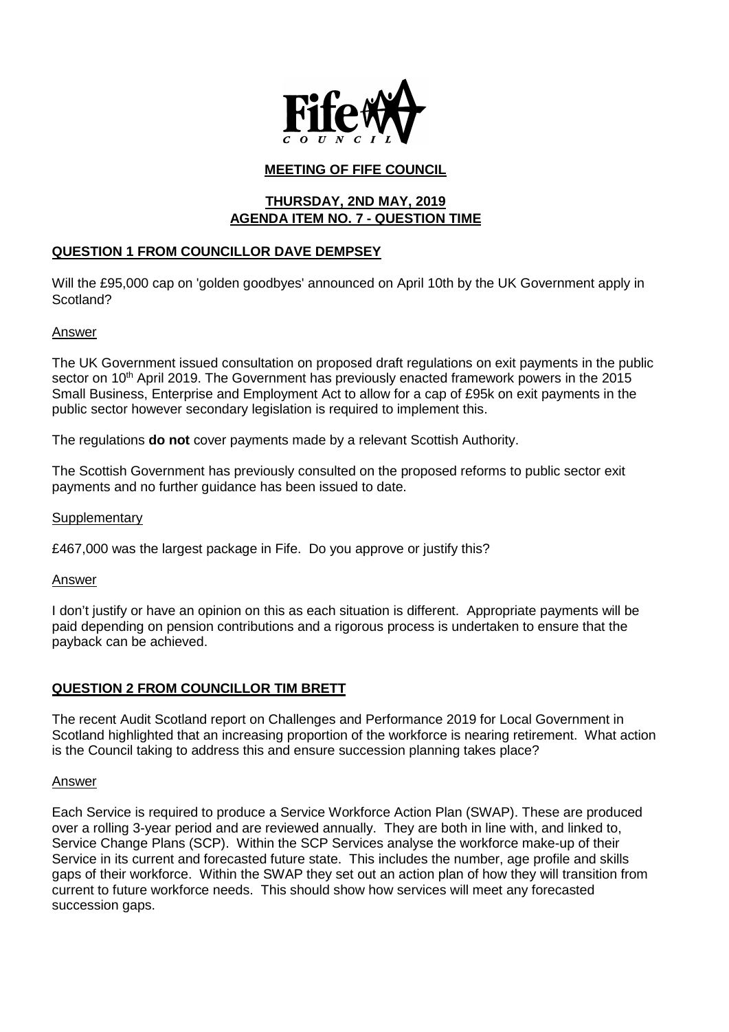**Fife Council**

## MEETING OF FIFE COUNCIL

### THURSDAY, 2ND MAY, 2019
### AGENDA ITEM NO. 7 - QUESTION TIME

### QUESTION 1 FROM COUNCILLOR DAVE DEMPSEY

Will the £95,000 cap on 'golden goodbyes' announced on April 10th by the UK Government apply in Scotland?

Answer

The UK Government issued consultation on proposed draft regulations on exit payments in the public sector on 10th April 2019. The Government has previously enacted framework powers in the 2015 Small Business, Enterprise and Employment Act to allow for a cap of £95k on exit payments in the public sector however secondary legislation is required to implement this.

The regulations **do not** cover payments made by a relevant Scottish Authority.

The Scottish Government has previously consulted on the proposed reforms to public sector exit payments and no further guidance has been issued to date.

Supplementary

£467,000 was the largest package in Fife. Do you approve or justify this?

Answer

I don't justify or have an opinion on this as each situation is different. Appropriate payments will be paid depending on pension contributions and a rigorous process is undertaken to ensure that the payback can be achieved.

### QUESTION 2 FROM COUNCILLOR TIM BRETT

The recent Audit Scotland report on Challenges and Performance 2019 for Local Government in Scotland highlighted that an increasing proportion of the workforce is nearing retirement. What action is the Council taking to address this and ensure succession planning takes place?

Answer

Each Service is required to produce a Service Workforce Action Plan (SWAP). These are produced over a rolling 3-year period and are reviewed annually. They are both in line with, and linked to, Service Change Plans (SCP). Within the SCP Services analyse the workforce make-up of their Service in its current and forecasted future state. This includes the number, age profile and skills gaps of their workforce. Within the SWAP they set out an action plan of how they will transition from current to future workforce needs. This should show how services will meet any forecasted succession gaps.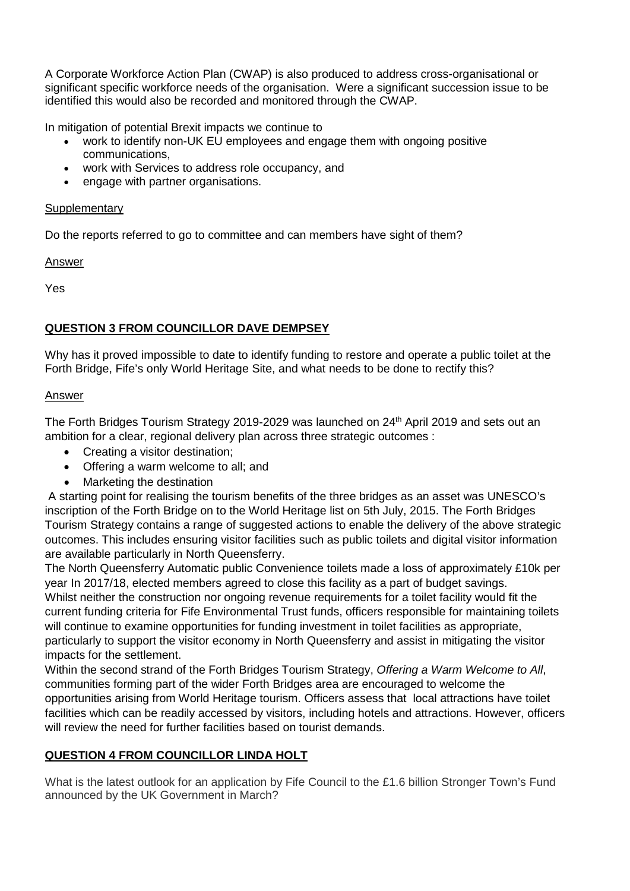A Corporate Workforce Action Plan (CWAP) is also produced to address cross-organisational or significant specific workforce needs of the organisation. Were a significant succession issue to be identified this would also be recorded and monitored through the CWAP.

In mitigation of potential Brexit impacts we continue to

- work to identify non-UK EU employees and engage them with ongoing positive communications,
- work with Services to address role occupancy, and
- engage with partner organisations.

Supplementary

Do the reports referred to go to committee and can members have sight of them?

Answer

Yes

**QUESTION 3 FROM COUNCILLOR DAVE DEMPSEY**

Why has it proved impossible to date to identify funding to restore and operate a public toilet at the Forth Bridge, Fife's only World Heritage Site, and what needs to be done to rectify this?

Answer

The Forth Bridges Tourism Strategy 2019-2029 was launched on 24th April 2019 and sets out an ambition for a clear, regional delivery plan across three strategic outcomes :

- Creating a visitor destination;
- Offering a warm welcome to all; and
- Marketing the destination

A starting point for realising the tourism benefits of the three bridges as an asset was UNESCO's inscription of the Forth Bridge on to the World Heritage list on 5th July, 2015. The Forth Bridges Tourism Strategy contains a range of suggested actions to enable the delivery of the above strategic outcomes. This includes ensuring visitor facilities such as public toilets and digital visitor information are available particularly in North Queensferry.

The North Queensferry Automatic public Convenience toilets made a loss of approximately £10k per year In 2017/18, elected members agreed to close this facility as a part of budget savings.

Whilst neither the construction nor ongoing revenue requirements for a toilet facility would fit the current funding criteria for Fife Environmental Trust funds, officers responsible for maintaining toilets will continue to examine opportunities for funding investment in toilet facilities as appropriate, particularly to support the visitor economy in North Queensferry and assist in mitigating the visitor impacts for the settlement.

Within the second strand of the Forth Bridges Tourism Strategy, *Offering a Warm Welcome to All*, communities forming part of the wider Forth Bridges area are encouraged to welcome the opportunities arising from World Heritage tourism. Officers assess that local attractions have toilet facilities which can be readily accessed by visitors, including hotels and attractions. However, officers will review the need for further facilities based on tourist demands.

**QUESTION 4 FROM COUNCILLOR LINDA HOLT**

What is the latest outlook for an application by Fife Council to the £1.6 billion Stronger Town's Fund announced by the UK Government in March?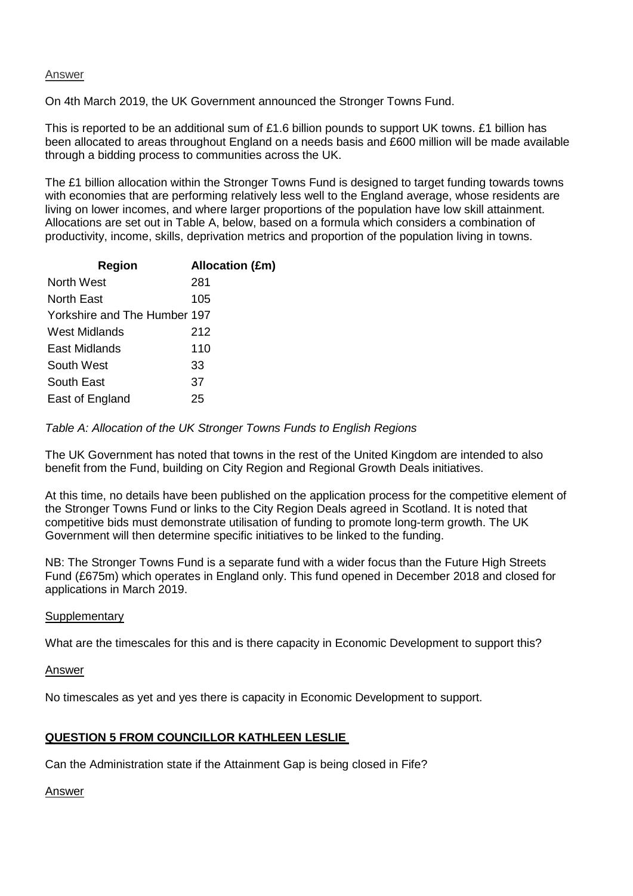Answer

On 4th March 2019, the UK Government announced the Stronger Towns Fund.

This is reported to be an additional sum of £1.6 billion pounds to support UK towns. £1 billion has been allocated to areas throughout England on a needs basis and £600 million will be made available through a bidding process to communities across the UK.

The £1 billion allocation within the Stronger Towns Fund is designed to target funding towards towns with economies that are performing relatively less well to the England average, whose residents are living on lower incomes, and where larger proportions of the population have low skill attainment. Allocations are set out in Table A, below, based on a formula which considers a combination of productivity, income, skills, deprivation metrics and proportion of the population living in towns.

| Region | Allocation (£m) |
|---|---|
| North West | 281 |
| North East | 105 |
| Yorkshire and The Humber | 197 |
| West Midlands | 212 |
| East Midlands | 110 |
| South West | 33 |
| South East | 37 |
| East of England | 25 |

*Table A: Allocation of the UK Stronger Towns Funds to English Regions*

The UK Government has noted that towns in the rest of the United Kingdom are intended to also benefit from the Fund, building on City Region and Regional Growth Deals initiatives.

At this time, no details have been published on the application process for the competitive element of the Stronger Towns Fund or links to the City Region Deals agreed in Scotland. It is noted that competitive bids must demonstrate utilisation of funding to promote long-term growth. The UK Government will then determine specific initiatives to be linked to the funding.

NB: The Stronger Towns Fund is a separate fund with a wider focus than the Future High Streets Fund (£675m) which operates in England only. This fund opened in December 2018 and closed for applications in March 2019.

Supplementary

What are the timescales for this and is there capacity in Economic Development to support this?

Answer

No timescales as yet and yes there is capacity in Economic Development to support.

**QUESTION 5 FROM COUNCILLOR KATHLEEN LESLIE**

Can the Administration state if the Attainment Gap is being closed in Fife?

Answer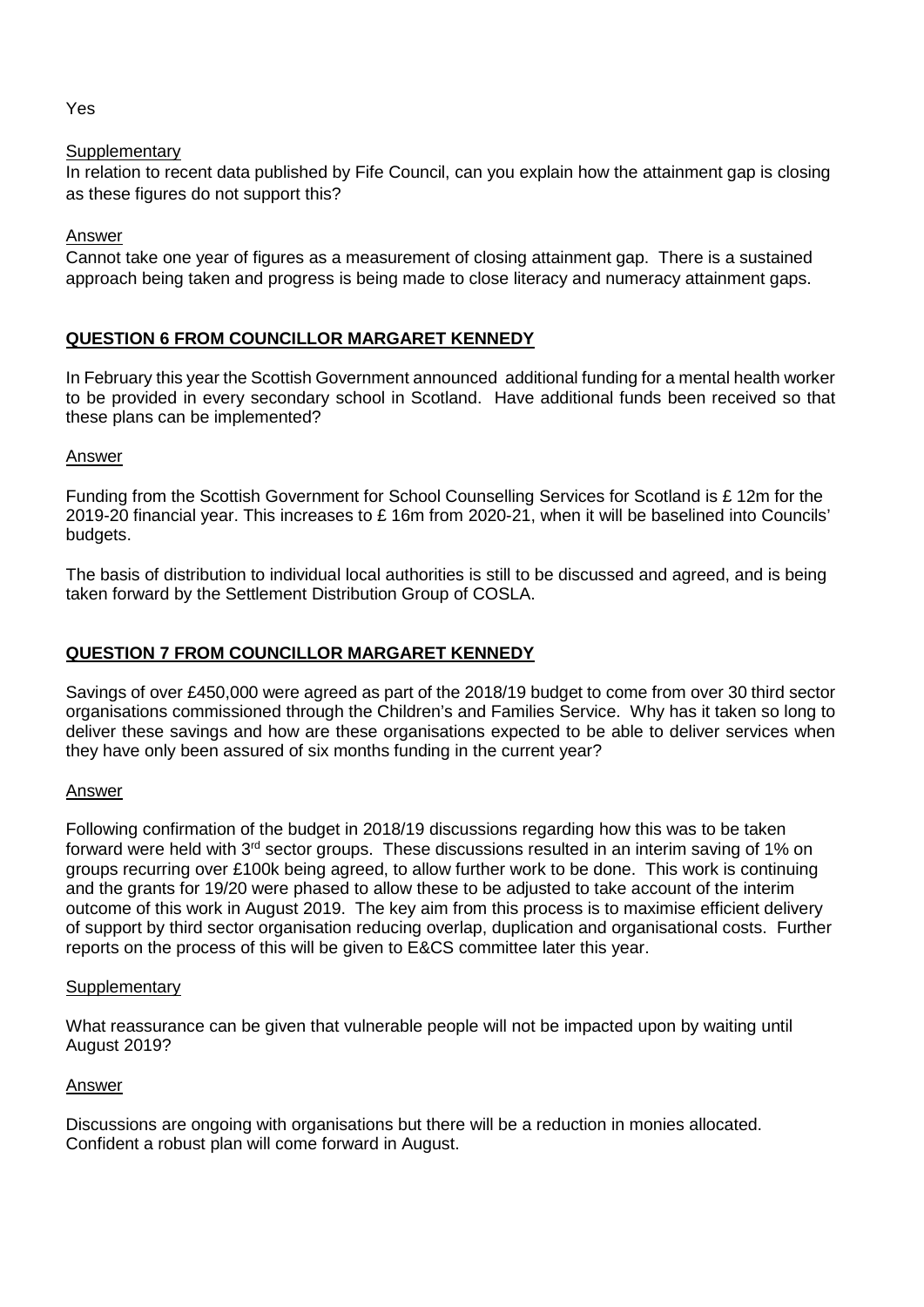Yes

Supplementary

In relation to recent data published by Fife Council, can you explain how the attainment gap is closing as these figures do not support this?

Answer

Cannot take one year of figures as a measurement of closing attainment gap. There is a sustained approach being taken and progress is being made to close literacy and numeracy attainment gaps.

## QUESTION 6 FROM COUNCILLOR MARGARET KENNEDY

In February this year the Scottish Government announced additional funding for a mental health worker to be provided in every secondary school in Scotland. Have additional funds been received so that these plans can be implemented?

Answer

Funding from the Scottish Government for School Counselling Services for Scotland is £ 12m for the 2019-20 financial year. This increases to £ 16m from 2020-21, when it will be baselined into Councils' budgets.

The basis of distribution to individual local authorities is still to be discussed and agreed, and is being taken forward by the Settlement Distribution Group of COSLA.

## QUESTION 7 FROM COUNCILLOR MARGARET KENNEDY

Savings of over £450,000 were agreed as part of the 2018/19 budget to come from over 30 third sector organisations commissioned through the Children's and Families Service. Why has it taken so long to deliver these savings and how are these organisations expected to be able to deliver services when they have only been assured of six months funding in the current year?

Answer

Following confirmation of the budget in 2018/19 discussions regarding how this was to be taken forward were held with 3rd sector groups. These discussions resulted in an interim saving of 1% on groups recurring over £100k being agreed, to allow further work to be done. This work is continuing and the grants for 19/20 were phased to allow these to be adjusted to take account of the interim outcome of this work in August 2019. The key aim from this process is to maximise efficient delivery of support by third sector organisation reducing overlap, duplication and organisational costs. Further reports on the process of this will be given to E&CS committee later this year.

Supplementary

What reassurance can be given that vulnerable people will not be impacted upon by waiting until August 2019?

Answer

Discussions are ongoing with organisations but there will be a reduction in monies allocated. Confident a robust plan will come forward in August.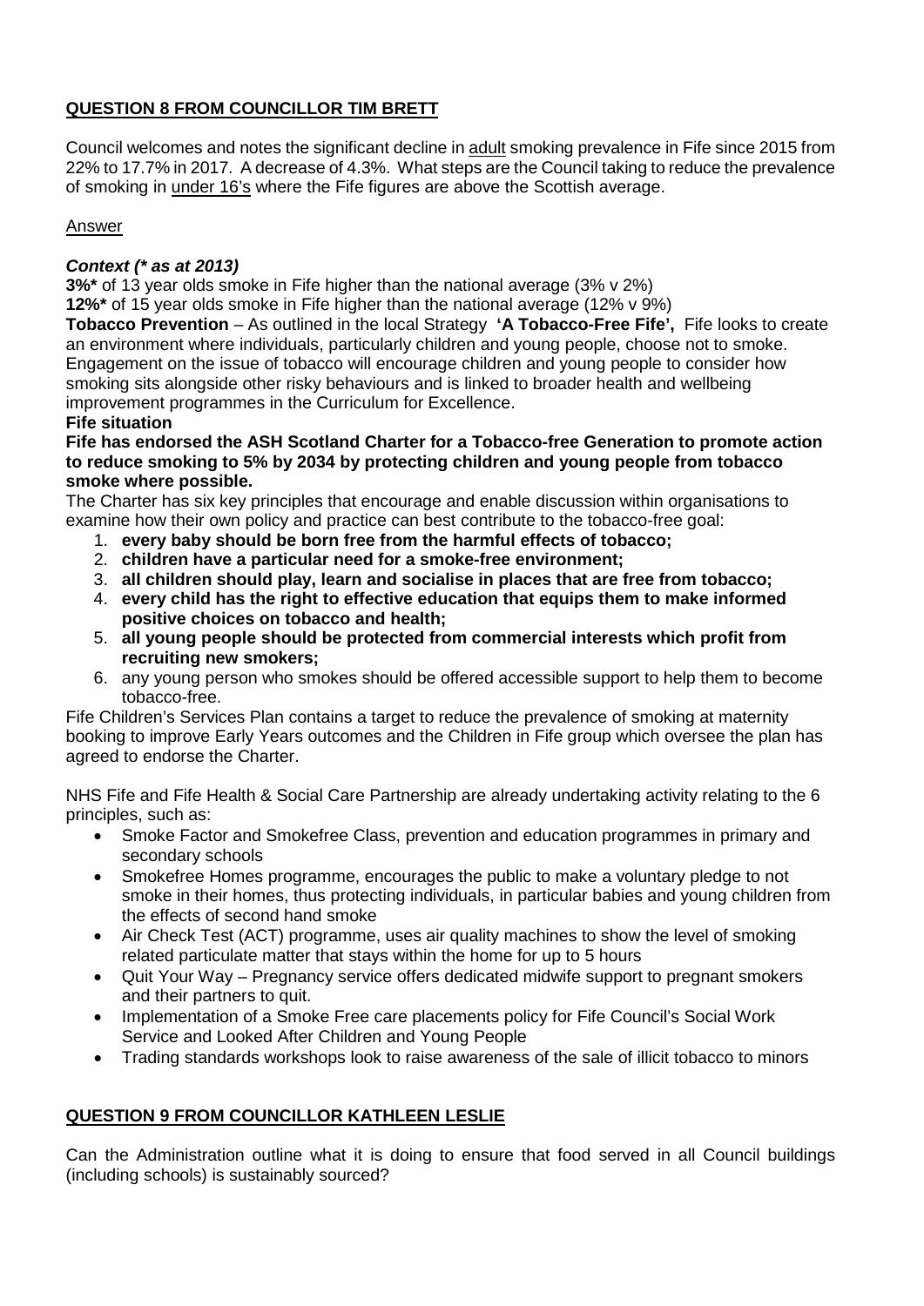## QUESTION 8 FROM COUNCILLOR TIM BRETT

Council welcomes and notes the significant decline in adult smoking prevalence in Fife since 2015 from 22% to 17.7% in 2017. A decrease of 4.3%. What steps are the Council taking to reduce the prevalence of smoking in under 16's where the Fife figures are above the Scottish average.

Answer

***Context (* as at 2013)***

**3%*** of 13 year olds smoke in Fife higher than the national average (3% v 2%)

**12%*** of 15 year olds smoke in Fife higher than the national average (12% v 9%)

**Tobacco Prevention** – As outlined in the local Strategy **'A Tobacco-Free Fife',** Fife looks to create an environment where individuals, particularly children and young people, choose not to smoke. Engagement on the issue of tobacco will encourage children and young people to consider how smoking sits alongside other risky behaviours and is linked to broader health and wellbeing improvement programmes in the Curriculum for Excellence.

**Fife situation**

**Fife has endorsed the ASH Scotland Charter for a Tobacco-free Generation to promote action to reduce smoking to 5% by 2034 by protecting children and young people from tobacco smoke where possible.**

The Charter has six key principles that encourage and enable discussion within organisations to examine how their own policy and practice can best contribute to the tobacco-free goal:

1. **every baby should be born free from the harmful effects of tobacco;**
2. **children have a particular need for a smoke-free environment;**
3. **all children should play, learn and socialise in places that are free from tobacco;**
4. **every child has the right to effective education that equips them to make informed positive choices on tobacco and health;**
5. **all young people should be protected from commercial interests which profit from recruiting new smokers;**
6. any young person who smokes should be offered accessible support to help them to become tobacco-free.

Fife Children's Services Plan contains a target to reduce the prevalence of smoking at maternity booking to improve Early Years outcomes and the Children in Fife group which oversee the plan has agreed to endorse the Charter.

NHS Fife and Fife Health & Social Care Partnership are already undertaking activity relating to the 6 principles, such as:

- Smoke Factor and Smokefree Class, prevention and education programmes in primary and secondary schools
- Smokefree Homes programme, encourages the public to make a voluntary pledge to not smoke in their homes, thus protecting individuals, in particular babies and young children from the effects of second hand smoke
- Air Check Test (ACT) programme, uses air quality machines to show the level of smoking related particulate matter that stays within the home for up to 5 hours
- Quit Your Way – Pregnancy service offers dedicated midwife support to pregnant smokers and their partners to quit.
- Implementation of a Smoke Free care placements policy for Fife Council's Social Work Service and Looked After Children and Young People
- Trading standards workshops look to raise awareness of the sale of illicit tobacco to minors

## QUESTION 9 FROM COUNCILLOR KATHLEEN LESLIE

Can the Administration outline what it is doing to ensure that food served in all Council buildings (including schools) is sustainably sourced?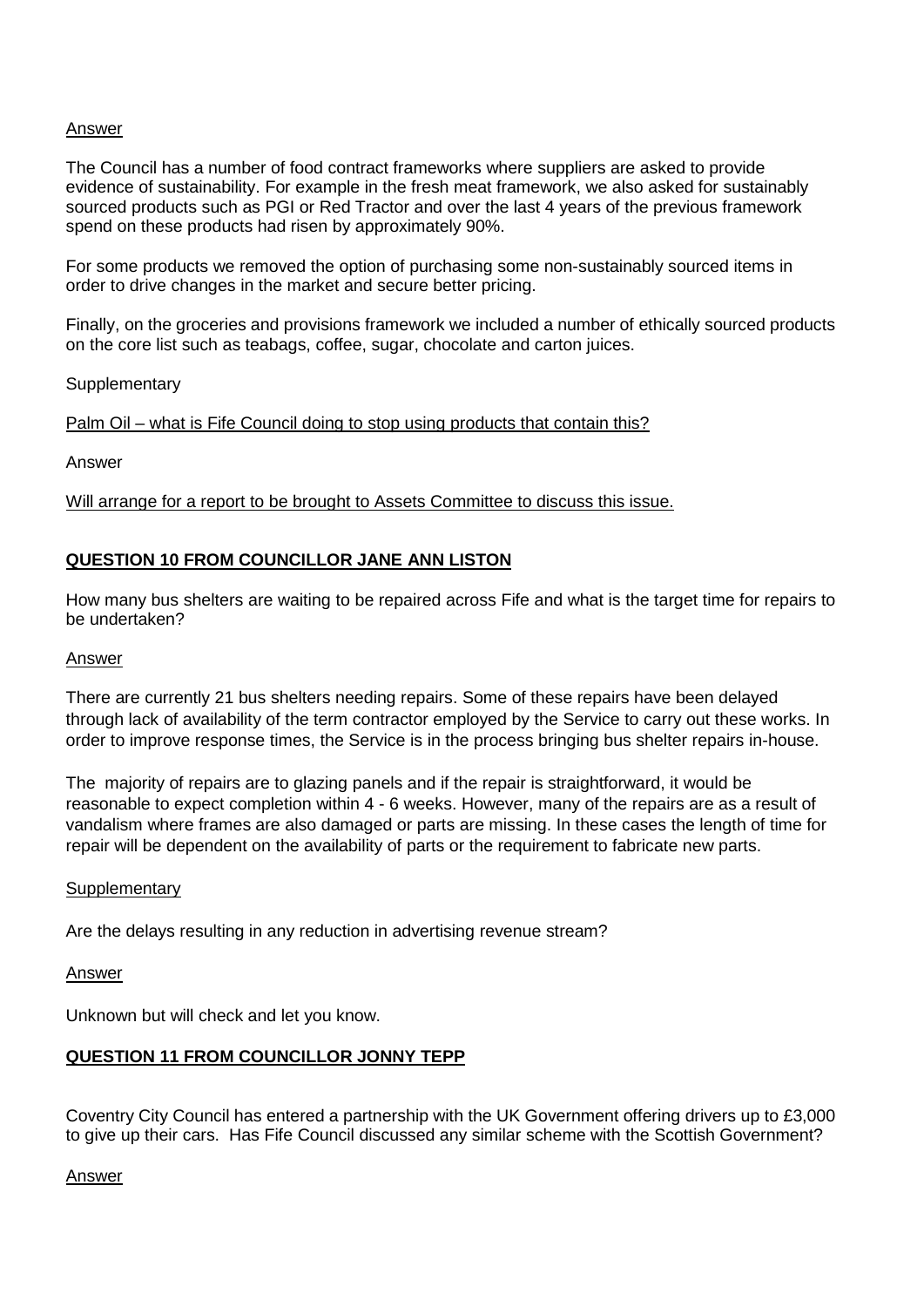Answer

The Council has a number of food contract frameworks where suppliers are asked to provide evidence of sustainability. For example in the fresh meat framework, we also asked for sustainably sourced products such as PGI or Red Tractor and over the last 4 years of the previous framework spend on these products had risen by approximately 90%.

For some products we removed the option of purchasing some non-sustainably sourced items in order to drive changes in the market and secure better pricing.

Finally, on the groceries and provisions framework we included a number of ethically sourced products on the core list such as teabags, coffee, sugar, chocolate and carton juices.

Supplementary

Palm Oil – what is Fife Council doing to stop using products that contain this?

Answer

Will arrange for a report to be brought to Assets Committee to discuss this issue.

## QUESTION 10 FROM COUNCILLOR JANE ANN LISTON

How many bus shelters are waiting to be repaired across Fife and what is the target time for repairs to be undertaken?

Answer

There are currently 21 bus shelters needing repairs. Some of these repairs have been delayed through lack of availability of the term contractor employed by the Service to carry out these works. In order to improve response times, the Service is in the process bringing bus shelter repairs in-house.

The majority of repairs are to glazing panels and if the repair is straightforward, it would be reasonable to expect completion within 4 - 6 weeks. However, many of the repairs are as a result of vandalism where frames are also damaged or parts are missing. In these cases the length of time for repair will be dependent on the availability of parts or the requirement to fabricate new parts.

Supplementary

Are the delays resulting in any reduction in advertising revenue stream?

Answer

Unknown but will check and let you know.

## QUESTION 11 FROM COUNCILLOR JONNY TEPP

Coventry City Council has entered a partnership with the UK Government offering drivers up to £3,000 to give up their cars. Has Fife Council discussed any similar scheme with the Scottish Government?

Answer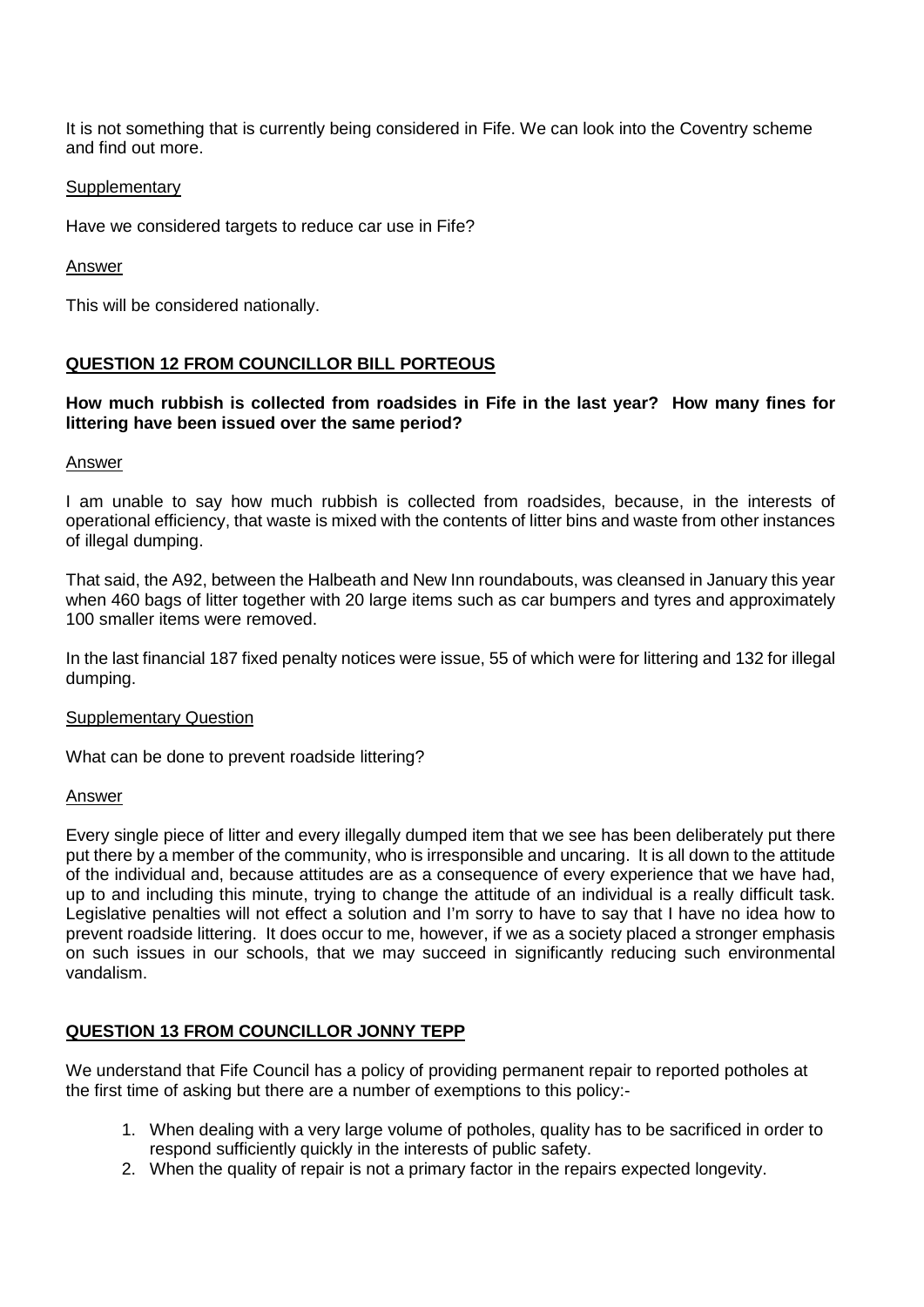It is not something that is currently being considered in Fife. We can look into the Coventry scheme and find out more.

Supplementary

Have we considered targets to reduce car use in Fife?

Answer

This will be considered nationally.

**QUESTION 12 FROM COUNCILLOR BILL PORTEOUS**

**How much rubbish is collected from roadsides in Fife in the last year? How many fines for littering have been issued over the same period?**

Answer

I am unable to say how much rubbish is collected from roadsides, because, in the interests of operational efficiency, that waste is mixed with the contents of litter bins and waste from other instances of illegal dumping.

That said, the A92, between the Halbeath and New Inn roundabouts, was cleansed in January this year when 460 bags of litter together with 20 large items such as car bumpers and tyres and approximately 100 smaller items were removed.

In the last financial 187 fixed penalty notices were issue, 55 of which were for littering and 132 for illegal dumping.

Supplementary Question

What can be done to prevent roadside littering?

Answer

Every single piece of litter and every illegally dumped item that we see has been deliberately put there put there by a member of the community, who is irresponsible and uncaring. It is all down to the attitude of the individual and, because attitudes are as a consequence of every experience that we have had, up to and including this minute, trying to change the attitude of an individual is a really difficult task. Legislative penalties will not effect a solution and I'm sorry to have to say that I have no idea how to prevent roadside littering. It does occur to me, however, if we as a society placed a stronger emphasis on such issues in our schools, that we may succeed in significantly reducing such environmental vandalism.

**QUESTION 13 FROM COUNCILLOR JONNY TEPP**

We understand that Fife Council has a policy of providing permanent repair to reported potholes at the first time of asking but there are a number of exemptions to this policy:-

1. When dealing with a very large volume of potholes, quality has to be sacrificed in order to respond sufficiently quickly in the interests of public safety.
2. When the quality of repair is not a primary factor in the repairs expected longevity.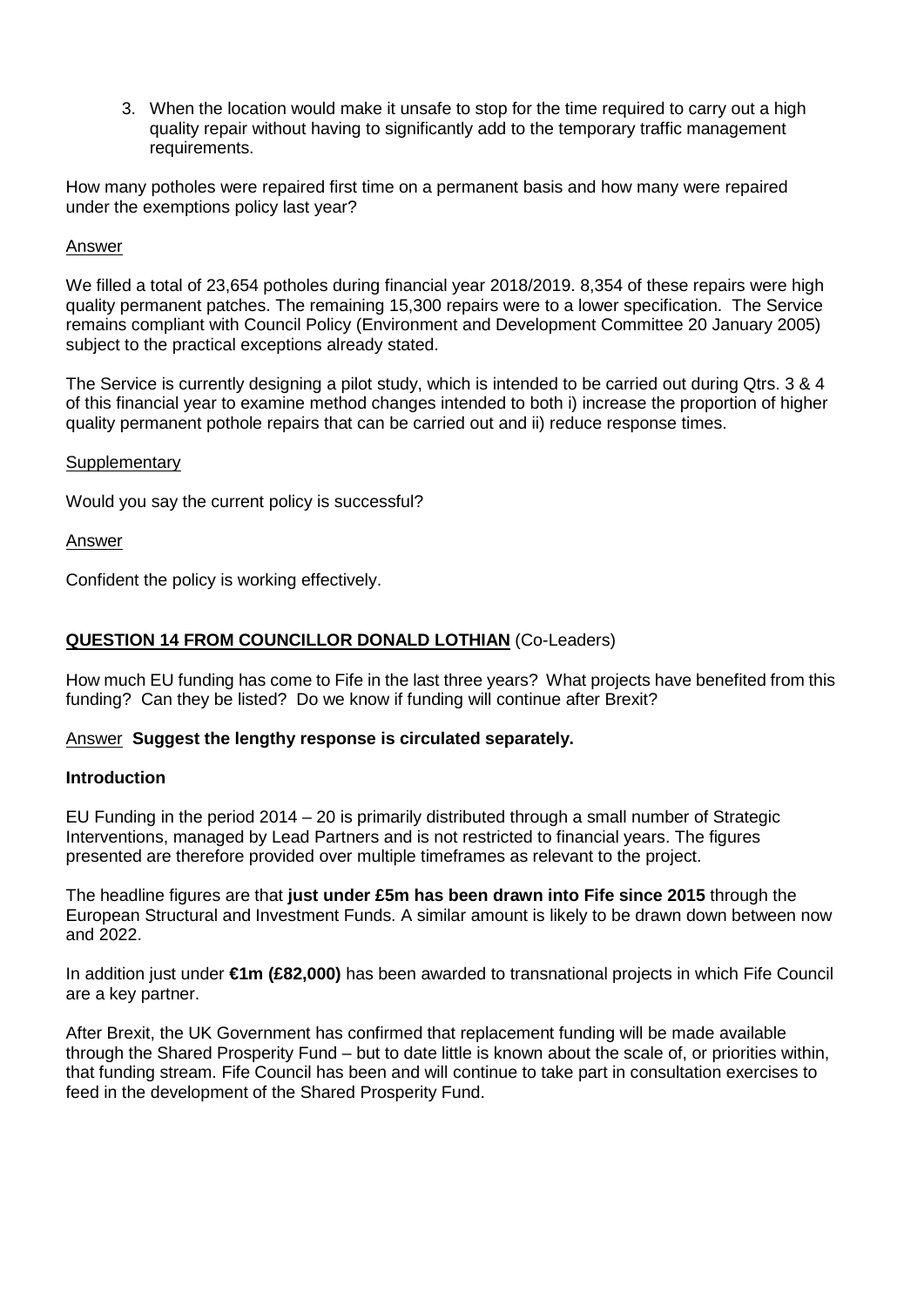3. When the location would make it unsafe to stop for the time required to carry out a high quality repair without having to significantly add to the temporary traffic management requirements.

How many potholes were repaired first time on a permanent basis and how many were repaired under the exemptions policy last year?

<u>Answer</u>

We filled a total of 23,654 potholes during financial year 2018/2019. 8,354 of these repairs were high quality permanent patches. The remaining 15,300 repairs were to a lower specification. The Service remains compliant with Council Policy (Environment and Development Committee 20 January 2005) subject to the practical exceptions already stated.

The Service is currently designing a pilot study, which is intended to be carried out during Qtrs. 3 & 4 of this financial year to examine method changes intended to both i) increase the proportion of higher quality permanent pothole repairs that can be carried out and ii) reduce response times.

<u>Supplementary</u>

Would you say the current policy is successful?

<u>Answer</u>

Confident the policy is working effectively.

## **<u>QUESTION 14 FROM COUNCILLOR DONALD LOTHIAN</u>** (Co-Leaders)

How much EU funding has come to Fife in the last three years? What projects have benefited from this funding? Can they be listed? Do we know if funding will continue after Brexit?

<u>Answer</u> **Suggest the lengthy response is circulated separately.**

**Introduction**

EU Funding in the period 2014 – 20 is primarily distributed through a small number of Strategic Interventions, managed by Lead Partners and is not restricted to financial years. The figures presented are therefore provided over multiple timeframes as relevant to the project.

The headline figures are that **just under £5m has been drawn into Fife since 2015** through the European Structural and Investment Funds. A similar amount is likely to be drawn down between now and 2022.

In addition just under **€1m (£82,000)** has been awarded to transnational projects in which Fife Council are a key partner.

After Brexit, the UK Government has confirmed that replacement funding will be made available through the Shared Prosperity Fund – but to date little is known about the scale of, or priorities within, that funding stream. Fife Council has been and will continue to take part in consultation exercises to feed in the development of the Shared Prosperity Fund.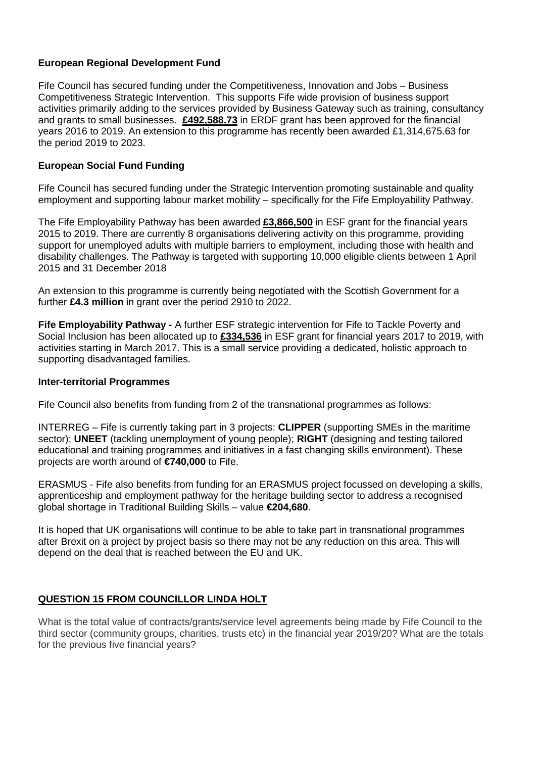**European Regional Development Fund**

Fife Council has secured funding under the Competitiveness, Innovation and Jobs – Business Competitiveness Strategic Intervention. This supports Fife wide provision of business support activities primarily adding to the services provided by Business Gateway such as training, consultancy and grants to small businesses. **£492,588.73** in ERDF grant has been approved for the financial years 2016 to 2019. An extension to this programme has recently been awarded £1,314,675.63 for the period 2019 to 2023.

**European Social Fund Funding**

Fife Council has secured funding under the Strategic Intervention promoting sustainable and quality employment and supporting labour market mobility – specifically for the Fife Employability Pathway.

The Fife Employability Pathway has been awarded **£3,866,500** in ESF grant for the financial years 2015 to 2019. There are currently 8 organisations delivering activity on this programme, providing support for unemployed adults with multiple barriers to employment, including those with health and disability challenges. The Pathway is targeted with supporting 10,000 eligible clients between 1 April 2015 and 31 December 2018

An extension to this programme is currently being negotiated with the Scottish Government for a further **£4.3 million** in grant over the period 2910 to 2022.

**Fife Employability Pathway -** A further ESF strategic intervention for Fife to Tackle Poverty and Social Inclusion has been allocated up to **£334,536** in ESF grant for financial years 2017 to 2019, with activities starting in March 2017. This is a small service providing a dedicated, holistic approach to supporting disadvantaged families.

**Inter-territorial Programmes**

Fife Council also benefits from funding from 2 of the transnational programmes as follows:

INTERREG – Fife is currently taking part in 3 projects: **CLIPPER** (supporting SMEs in the maritime sector); **UNEET** (tackling unemployment of young people); **RIGHT** (designing and testing tailored educational and training programmes and initiatives in a fast changing skills environment). These projects are worth around of **€740,000** to Fife.

ERASMUS - Fife also benefits from funding for an ERASMUS project focussed on developing a skills, apprenticeship and employment pathway for the heritage building sector to address a recognised global shortage in Traditional Building Skills – value **€204,680**.

It is hoped that UK organisations will continue to be able to take part in transnational programmes after Brexit on a project by project basis so there may not be any reduction on this area. This will depend on the deal that is reached between the EU and UK.

## QUESTION 15 FROM COUNCILLOR LINDA HOLT

What is the total value of contracts/grants/service level agreements being made by Fife Council to the third sector (community groups, charities, trusts etc) in the financial year 2019/20? What are the totals for the previous five financial years?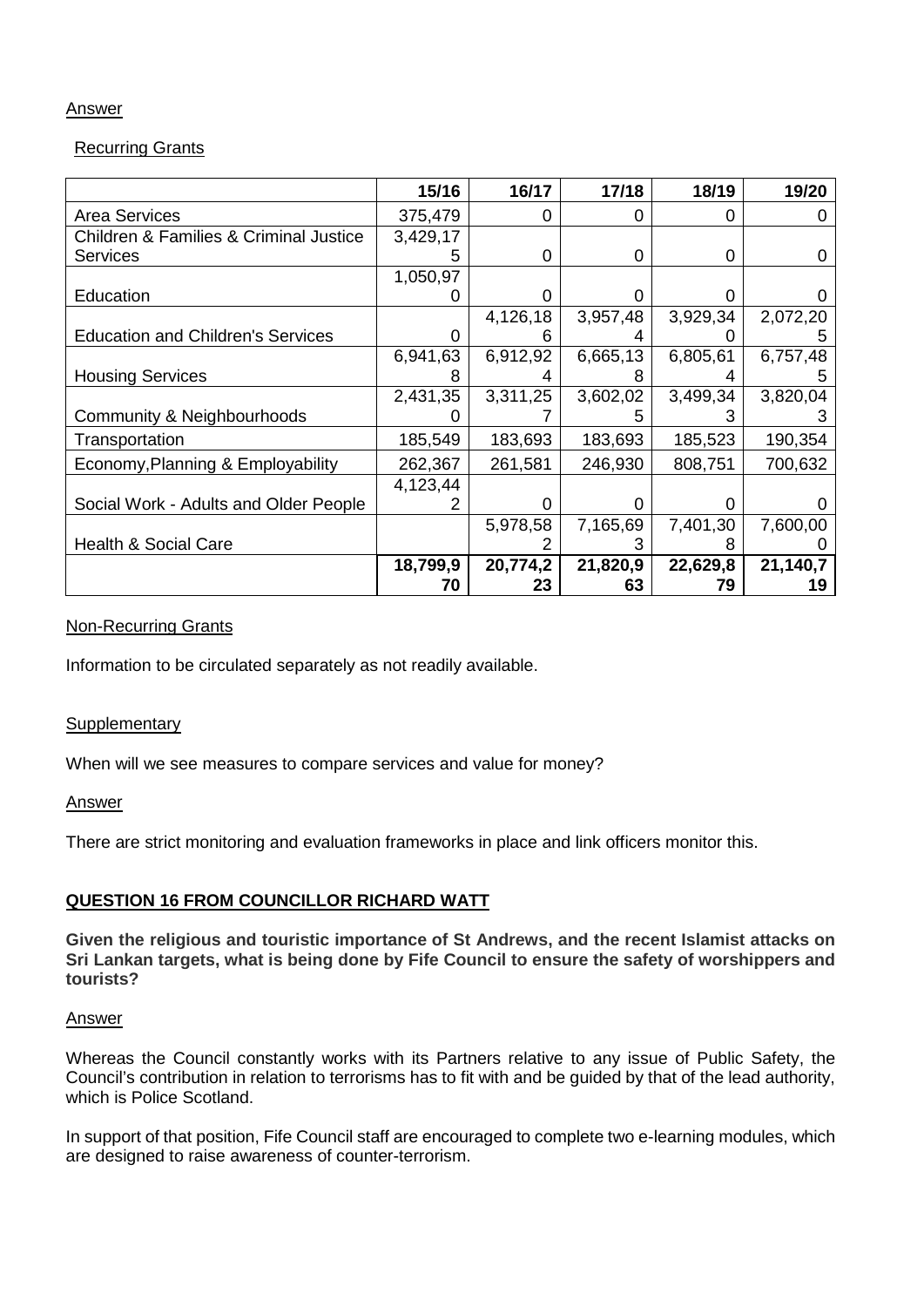Answer

Recurring Grants

| | **15/16** | **16/17** | **17/18** | **18/19** | **19/20** |
|---|---|---|---|---|---|
| Area Services | 375,479 | 0 | 0 | 0 | 0 |
| Children & Families & Criminal Justice Services | 3,429,175 | 0 | 0 | 0 | 0 |
| Education | 1,050,970 | 0 | 0 | 0 | 0 |
| Education and Children's Services | 0 | 4,126,186 | 3,957,484 | 3,929,340 | 2,072,205 |
| Housing Services | 6,941,638 | 6,912,924 | 6,665,138 | 6,805,614 | 6,757,485 |
| Community & Neighbourhoods | 2,431,350 | 3,311,257 | 3,602,025 | 3,499,343 | 3,820,043 |
| Transportation | 185,549 | 183,693 | 183,693 | 185,523 | 190,354 |
| Economy,Planning & Employability | 262,367 | 261,581 | 246,930 | 808,751 | 700,632 |
| Social Work - Adults and Older People | 4,123,442 | 0 | 0 | 0 | 0 |
| Health & Social Care | | 5,978,582 | 7,165,693 | 7,401,308 | 7,600,000 |
| | **18,799,970** | **20,774,223** | **21,820,963** | **22,629,879** | **21,140,719** |

Non-Recurring Grants

Information to be circulated separately as not readily available.

Supplementary

When will we see measures to compare services and value for money?

Answer

There are strict monitoring and evaluation frameworks in place and link officers monitor this.

## QUESTION 16 FROM COUNCILLOR RICHARD WATT

**Given the religious and touristic importance of St Andrews, and the recent Islamist attacks on Sri Lankan targets, what is being done by Fife Council to ensure the safety of worshippers and tourists?**

Answer

Whereas the Council constantly works with its Partners relative to any issue of Public Safety, the Council's contribution in relation to terrorisms has to fit with and be guided by that of the lead authority, which is Police Scotland.

In support of that position, Fife Council staff are encouraged to complete two e-learning modules, which are designed to raise awareness of counter-terrorism.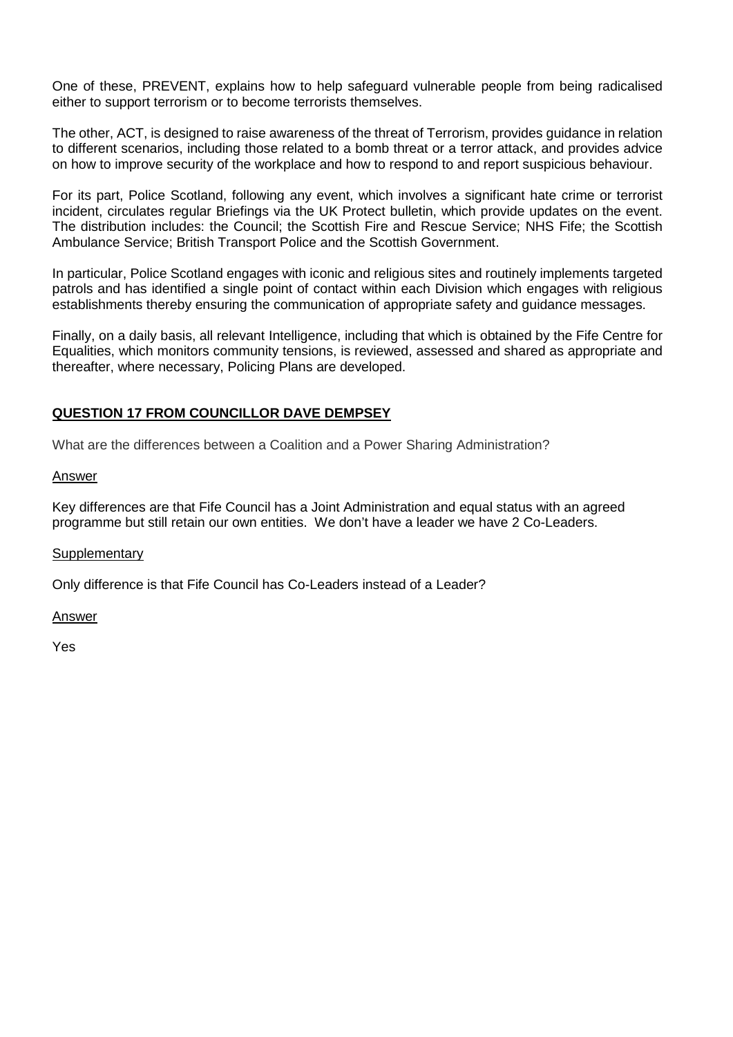One of these, PREVENT, explains how to help safeguard vulnerable people from being radicalised either to support terrorism or to become terrorists themselves.

The other, ACT, is designed to raise awareness of the threat of Terrorism, provides guidance in relation to different scenarios, including those related to a bomb threat or a terror attack, and provides advice on how to improve security of the workplace and how to respond to and report suspicious behaviour.

For its part, Police Scotland, following any event, which involves a significant hate crime or terrorist incident, circulates regular Briefings via the UK Protect bulletin, which provide updates on the event. The distribution includes: the Council; the Scottish Fire and Rescue Service; NHS Fife; the Scottish Ambulance Service; British Transport Police and the Scottish Government.

In particular, Police Scotland engages with iconic and religious sites and routinely implements targeted patrols and has identified a single point of contact within each Division which engages with religious establishments thereby ensuring the communication of appropriate safety and guidance messages.

Finally, on a daily basis, all relevant Intelligence, including that which is obtained by the Fife Centre for Equalities, which monitors community tensions, is reviewed, assessed and shared as appropriate and thereafter, where necessary, Policing Plans are developed.

## QUESTION 17 FROM COUNCILLOR DAVE DEMPSEY

What are the differences between a Coalition and a Power Sharing Administration?

Answer

Key differences are that Fife Council has a Joint Administration and equal status with an agreed programme but still retain our own entities. We don't have a leader we have 2 Co-Leaders.

Supplementary

Only difference is that Fife Council has Co-Leaders instead of a Leader?

Answer

Yes